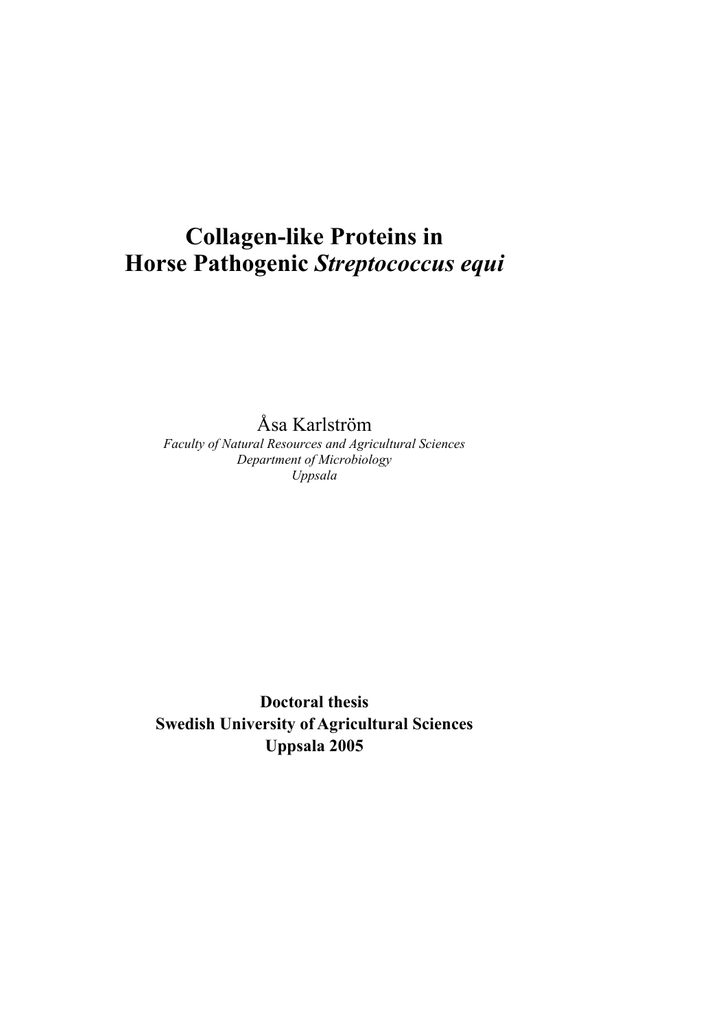# Collagen-like Proteins in Horse Pathogenic *Streptococcus equi*

Åsa Karlström

*Faculty of Natural Resources and Agricultural Sciences*
*Department of Microbiology*
*Uppsala*

**Doctoral thesis**
**Swedish University of Agricultural Sciences**
**Uppsala 2005**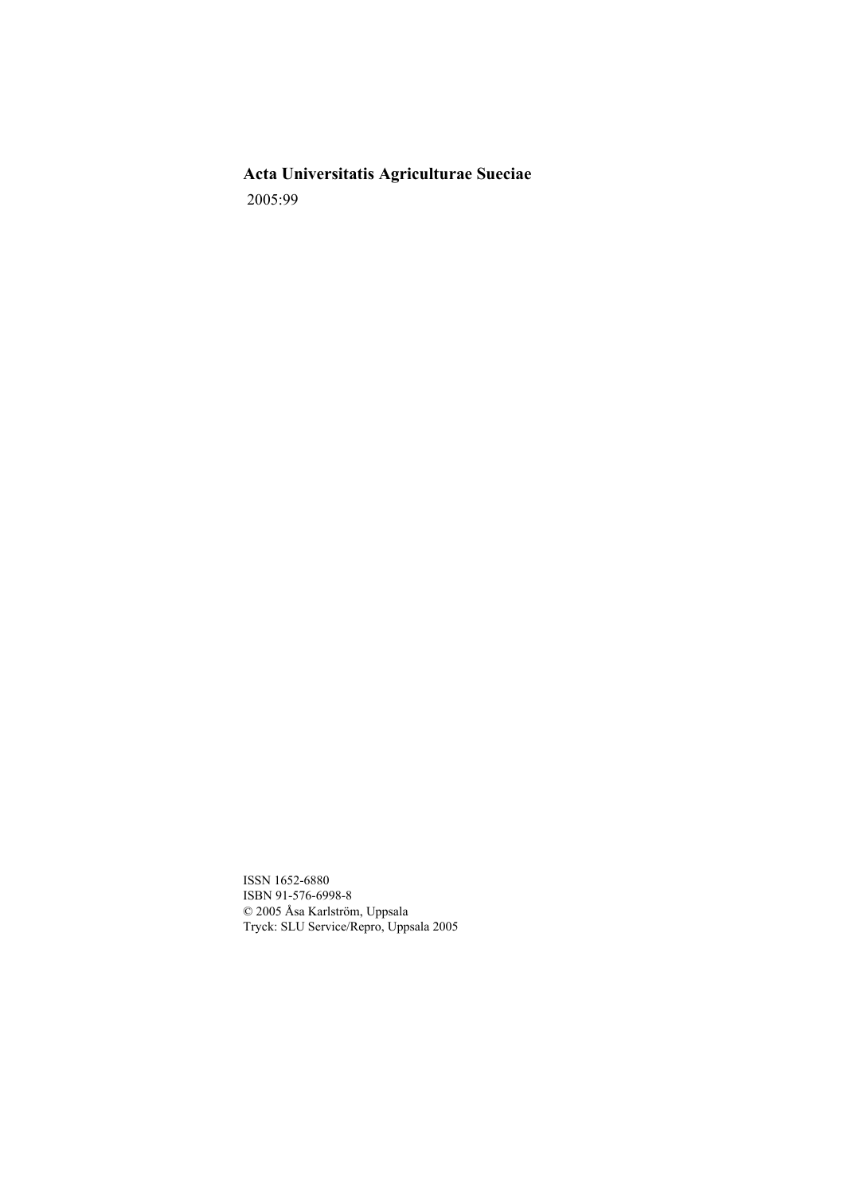**Acta Universitatis Agriculturae Sueciae**

2005:99

ISSN 1652-6880
ISBN 91-576-6998-8
© 2005 Åsa Karlström, Uppsala
Tryck: SLU Service/Repro, Uppsala 2005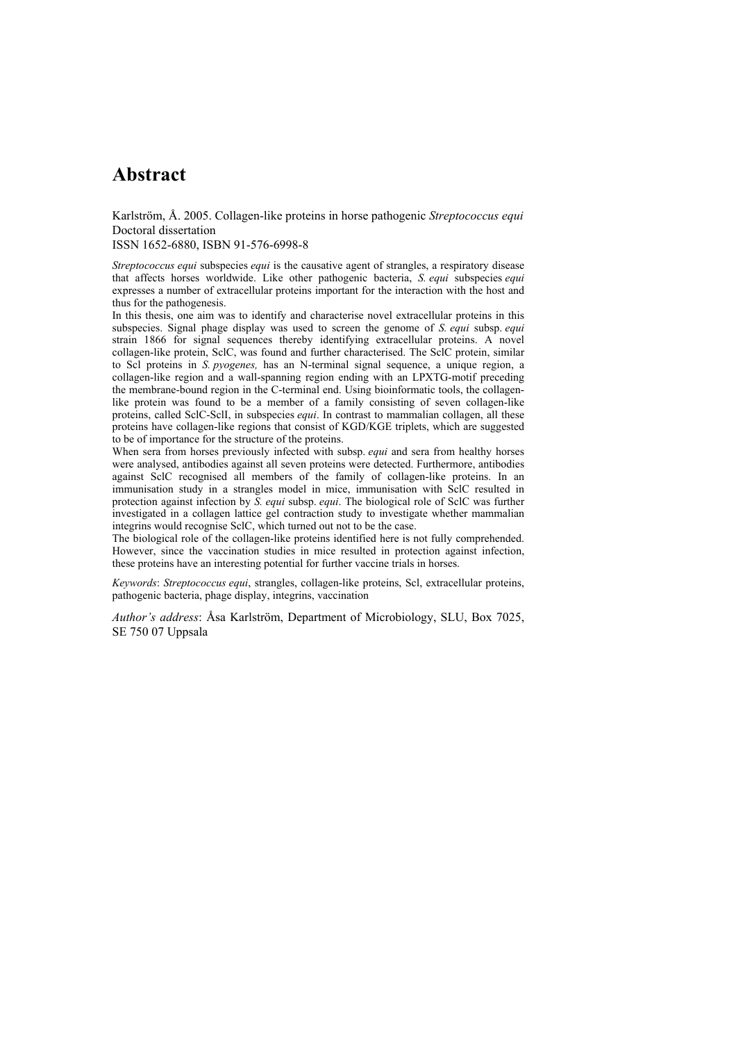# Abstract

Karlström, Å. 2005. Collagen-like proteins in horse pathogenic *Streptococcus equi*
Doctoral dissertation
ISSN 1652-6880, ISBN 91-576-6998-8

*Streptococcus equi* subspecies *equi* is the causative agent of strangles, a respiratory disease that affects horses worldwide. Like other pathogenic bacteria, *S. equi* subspecies *equi* expresses a number of extracellular proteins important for the interaction with the host and thus for the pathogenesis.

In this thesis, one aim was to identify and characterise novel extracellular proteins in this subspecies. Signal phage display was used to screen the genome of *S. equi* subsp. *equi* strain 1866 for signal sequences thereby identifying extracellular proteins. A novel collagen-like protein, SclC, was found and further characterised. The SclC protein, similar to Scl proteins in *S. pyogenes,* has an N-terminal signal sequence, a unique region, a collagen-like region and a wall-spanning region ending with an LPXTG-motif preceding the membrane-bound region in the C-terminal end. Using bioinformatic tools, the collagen-like protein was found to be a member of a family consisting of seven collagen-like proteins, called SclC-SclI, in subspecies *equi*. In contrast to mammalian collagen, all these proteins have collagen-like regions that consist of KGD/KGE triplets, which are suggested to be of importance for the structure of the proteins.

When sera from horses previously infected with subsp. *equi* and sera from healthy horses were analysed, antibodies against all seven proteins were detected. Furthermore, antibodies against SclC recognised all members of the family of collagen-like proteins. In an immunisation study in a strangles model in mice, immunisation with SclC resulted in protection against infection by *S. equi* subsp. *equi*. The biological role of SclC was further investigated in a collagen lattice gel contraction study to investigate whether mammalian integrins would recognise SclC, which turned out not to be the case.

The biological role of the collagen-like proteins identified here is not fully comprehended. However, since the vaccination studies in mice resulted in protection against infection, these proteins have an interesting potential for further vaccine trials in horses.

*Keywords*: *Streptococcus equi*, strangles, collagen-like proteins, Scl, extracellular proteins, pathogenic bacteria, phage display, integrins, vaccination

*Author's address*: Åsa Karlström, Department of Microbiology, SLU, Box 7025, SE 750 07 Uppsala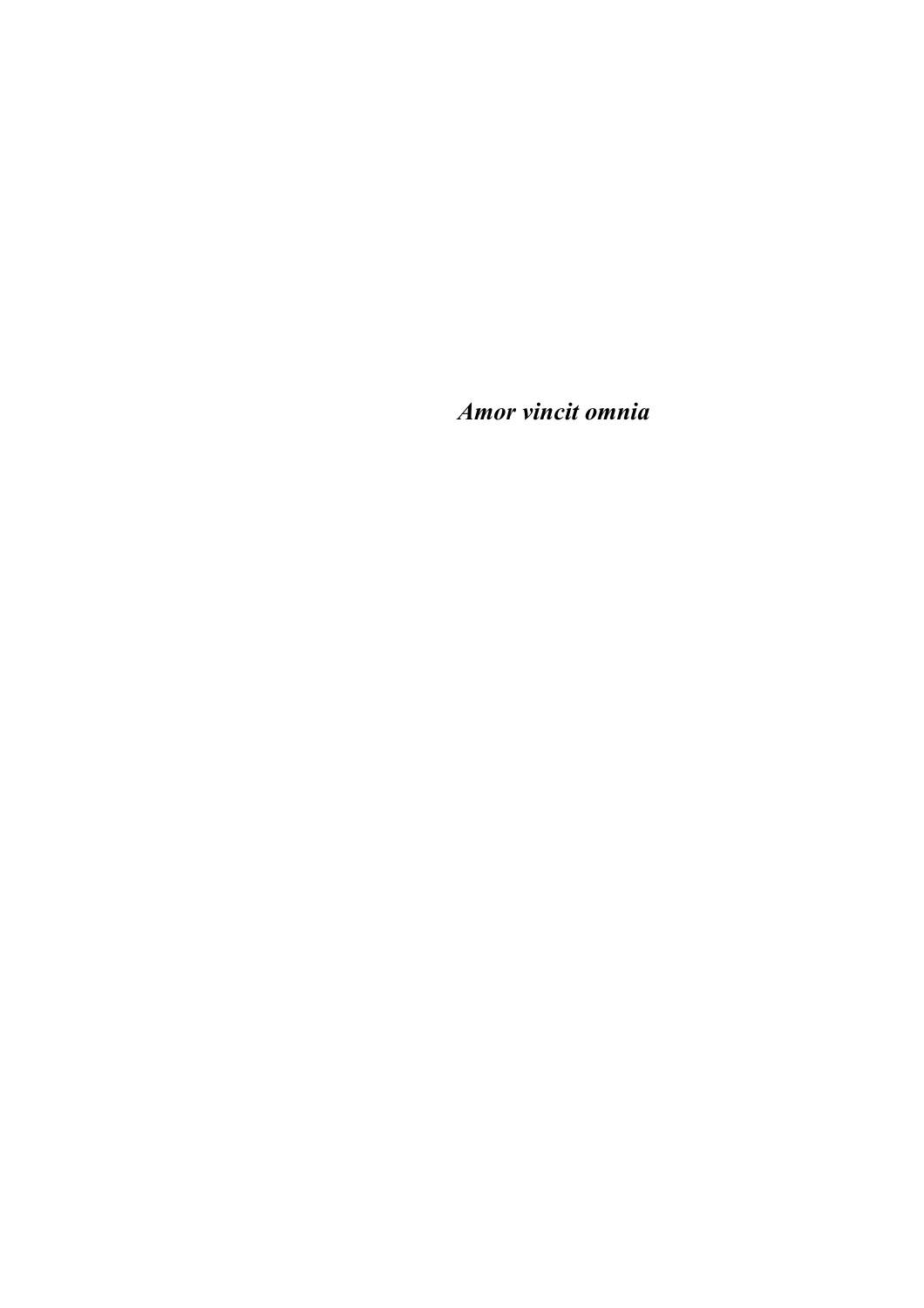***Amor vincit omnia***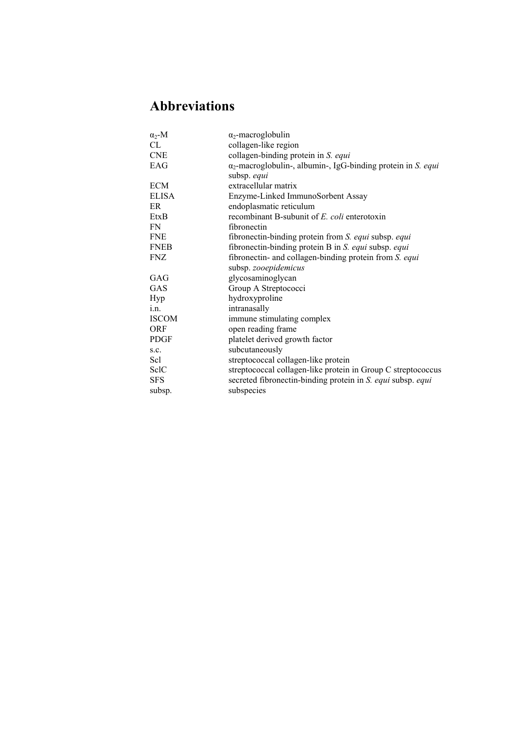# Abbreviations

| | |
|---|---|
| $\alpha_2$-M | $\alpha_2$-macroglobulin |
| CL | collagen-like region |
| CNE | collagen-binding protein in *S. equi* |
| EAG | $\alpha_2$-macroglobulin-, albumin-, IgG-binding protein in *S. equi* subsp. *equi* |
| ECM | extracellular matrix |
| ELISA | Enzyme-Linked ImmunoSorbent Assay |
| ER | endoplasmatic reticulum |
| EtxB | recombinant B-subunit of *E. coli* enterotoxin |
| FN | fibronectin |
| FNE | fibronectin-binding protein from *S. equi* subsp. *equi* |
| FNEB | fibronectin-binding protein B in *S. equi* subsp. *equi* |
| FNZ | fibronectin- and collagen-binding protein from *S. equi* subsp. *zooepidemicus* |
| GAG | glycosaminoglycan |
| GAS | Group A Streptococci |
| Hyp | hydroxyproline |
| i.n. | intranasally |
| ISCOM | immune stimulating complex |
| ORF | open reading frame |
| PDGF | platelet derived growth factor |
| s.c. | subcutaneously |
| Scl | streptococcal collagen-like protein |
| SclC | streptococcal collagen-like protein in Group C streptococcus |
| SFS | secreted fibronectin-binding protein in *S. equi* subsp. *equi* |
| subsp. | subspecies |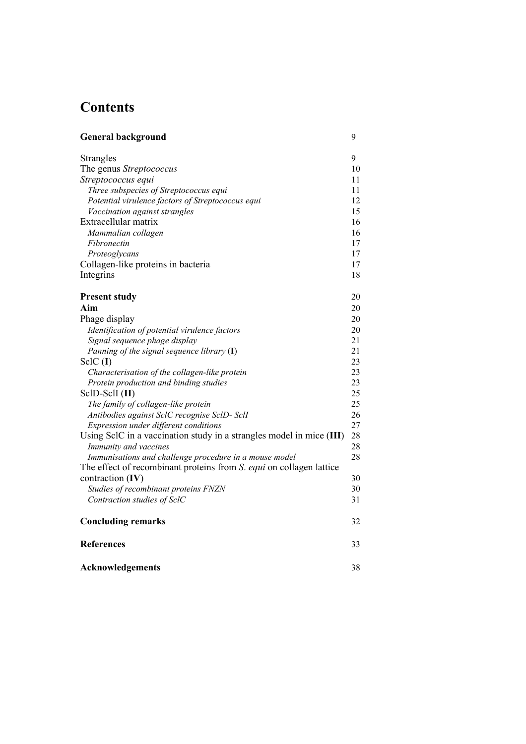# Contents

| | |
|---|---|
| **General background** | 9 |
| Strangles | 9 |
| The genus *Streptococcus* | 10 |
| *Streptococcus equi* | 11 |
| *Three subspecies of Streptococcus equi* | 11 |
| *Potential virulence factors of Streptococcus equi* | 12 |
| *Vaccination against strangles* | 15 |
| Extracellular matrix | 16 |
| *Mammalian collagen* | 16 |
| *Fibronectin* | 17 |
| *Proteoglycans* | 17 |
| Collagen-like proteins in bacteria | 17 |
| Integrins | 18 |
| **Present study** | 20 |
| **Aim** | 20 |
| Phage display | 20 |
| *Identification of potential virulence factors* | 20 |
| *Signal sequence phage display* | 21 |
| *Panning of the signal sequence library* (**I**) | 21 |
| SclC (**I**) | 23 |
| *Characterisation of the collagen-like protein* | 23 |
| *Protein production and binding studies* | 23 |
| SclD-SclI (**II**) | 25 |
| *The family of collagen-like protein* | 25 |
| *Antibodies against SclC recognise SclD- SclI* | 26 |
| *Expression under different conditions* | 27 |
| Using SclC in a vaccination study in a strangles model in mice (**III**) | 28 |
| *Immunity and vaccines* | 28 |
| *Immunisations and challenge procedure in a mouse model* | 28 |
| The effect of recombinant proteins from *S. equi* on collagen lattice contraction (**IV**) | 30 |
| *Studies of recombinant proteins FNZN* | 30 |
| *Contraction studies of SclC* | 31 |
| **Concluding remarks** | 32 |
| **References** | 33 |
| **Acknowledgements** | 38 |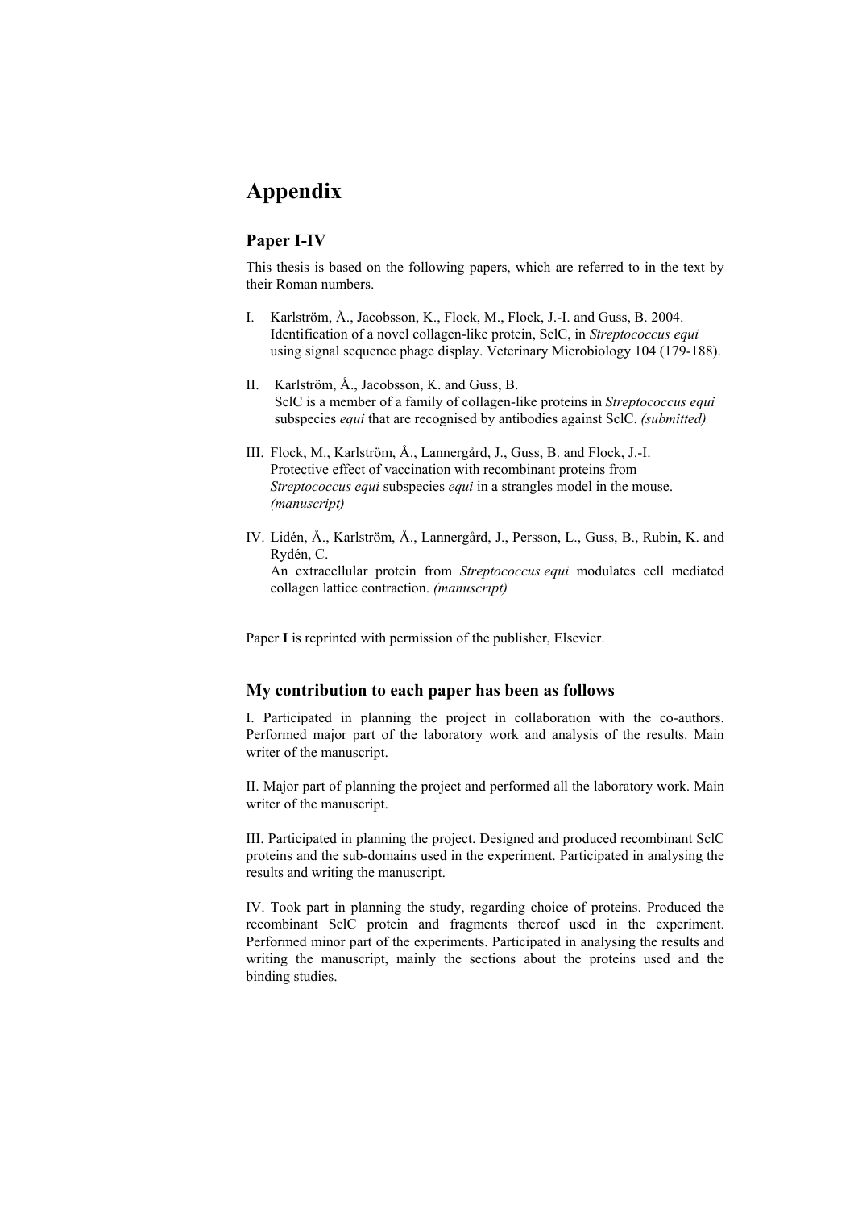# Appendix

## Paper I-IV

This thesis is based on the following papers, which are referred to in the text by their Roman numbers.

I. Karlström, Å., Jacobsson, K., Flock, M., Flock, J.-I. and Guss, B. 2004. Identification of a novel collagen-like protein, SclC, in *Streptococcus equi* using signal sequence phage display. Veterinary Microbiology 104 (179-188).

II. Karlström, Å., Jacobsson, K. and Guss, B. SclC is a member of a family of collagen-like proteins in *Streptococcus equi* subspecies *equi* that are recognised by antibodies against SclC. *(submitted)*

III. Flock, M., Karlström, Å., Lannergård, J., Guss, B. and Flock, J.-I. Protective effect of vaccination with recombinant proteins from *Streptococcus equi* subspecies *equi* in a strangles model in the mouse. *(manuscript)*

IV. Lidén, Å., Karlström, Å., Lannergård, J., Persson, L., Guss, B., Rubin, K. and Rydén, C. An extracellular protein from *Streptococcus equi* modulates cell mediated collagen lattice contraction. *(manuscript)*

Paper **I** is reprinted with permission of the publisher, Elsevier.

## My contribution to each paper has been as follows

I. Participated in planning the project in collaboration with the co-authors. Performed major part of the laboratory work and analysis of the results. Main writer of the manuscript.

II. Major part of planning the project and performed all the laboratory work. Main writer of the manuscript.

III. Participated in planning the project. Designed and produced recombinant SclC proteins and the sub-domains used in the experiment. Participated in analysing the results and writing the manuscript.

IV. Took part in planning the study, regarding choice of proteins. Produced the recombinant SclC protein and fragments thereof used in the experiment. Performed minor part of the experiments. Participated in analysing the results and writing the manuscript, mainly the sections about the proteins used and the binding studies.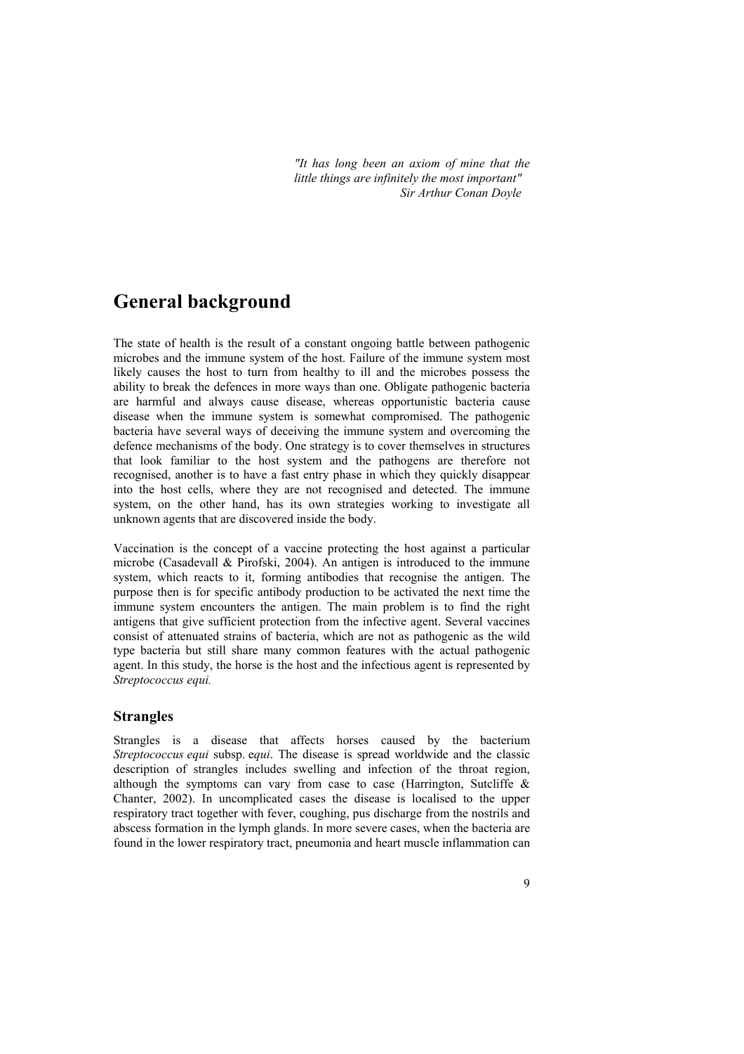*"It has long been an axiom of mine that the little things are infinitely the most important"*
*Sir Arthur Conan Doyle*

# General background

The state of health is the result of a constant ongoing battle between pathogenic microbes and the immune system of the host. Failure of the immune system most likely causes the host to turn from healthy to ill and the microbes possess the ability to break the defences in more ways than one. Obligate pathogenic bacteria are harmful and always cause disease, whereas opportunistic bacteria cause disease when the immune system is somewhat compromised. The pathogenic bacteria have several ways of deceiving the immune system and overcoming the defence mechanisms of the body. One strategy is to cover themselves in structures that look familiar to the host system and the pathogens are therefore not recognised, another is to have a fast entry phase in which they quickly disappear into the host cells, where they are not recognised and detected. The immune system, on the other hand, has its own strategies working to investigate all unknown agents that are discovered inside the body.

Vaccination is the concept of a vaccine protecting the host against a particular microbe (Casadevall & Pirofski, 2004). An antigen is introduced to the immune system, which reacts to it, forming antibodies that recognise the antigen. The purpose then is for specific antibody production to be activated the next time the immune system encounters the antigen. The main problem is to find the right antigens that give sufficient protection from the infective agent. Several vaccines consist of attenuated strains of bacteria, which are not as pathogenic as the wild type bacteria but still share many common features with the actual pathogenic agent. In this study, the horse is the host and the infectious agent is represented by *Streptococcus equi.*

## Strangles

Strangles is a disease that affects horses caused by the bacterium *Streptococcus equi* subsp. *equi*. The disease is spread worldwide and the classic description of strangles includes swelling and infection of the throat region, although the symptoms can vary from case to case (Harrington, Sutcliffe & Chanter, 2002). In uncomplicated cases the disease is localised to the upper respiratory tract together with fever, coughing, pus discharge from the nostrils and abscess formation in the lymph glands. In more severe cases, when the bacteria are found in the lower respiratory tract, pneumonia and heart muscle inflammation can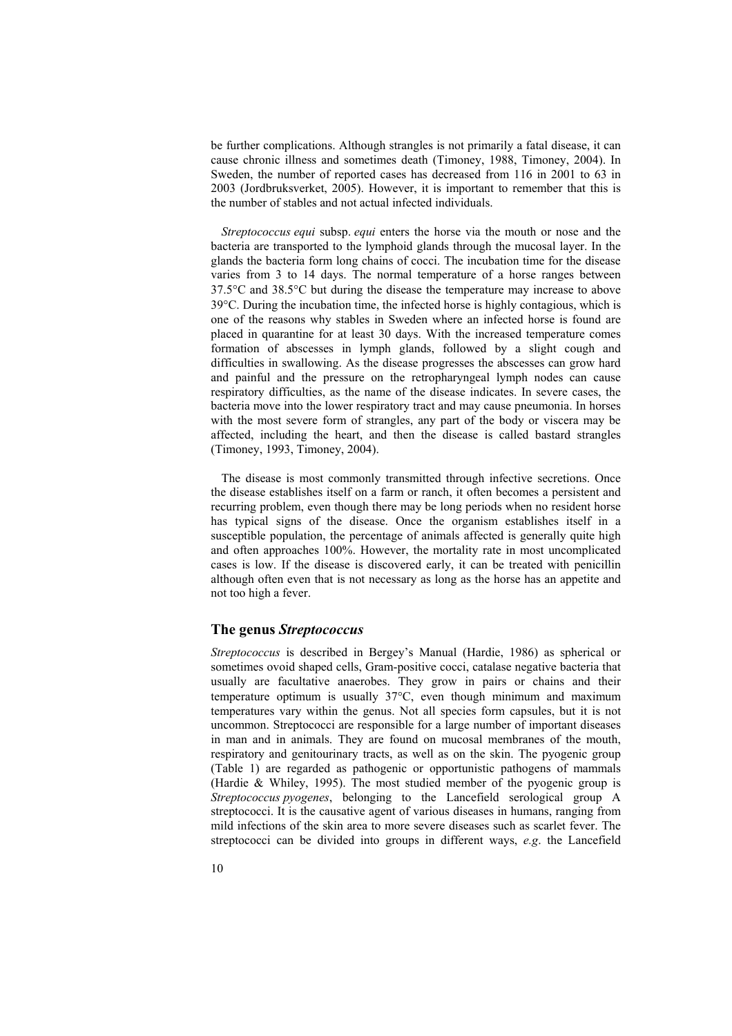be further complications. Although strangles is not primarily a fatal disease, it can cause chronic illness and sometimes death (Timoney, 1988, Timoney, 2004). In Sweden, the number of reported cases has decreased from 116 in 2001 to 63 in 2003 (Jordbruksverket, 2005). However, it is important to remember that this is the number of stables and not actual infected individuals.

*Streptococcus equi* subsp. *equi* enters the horse via the mouth or nose and the bacteria are transported to the lymphoid glands through the mucosal layer. In the glands the bacteria form long chains of cocci. The incubation time for the disease varies from 3 to 14 days. The normal temperature of a horse ranges between 37.5°C and 38.5°C but during the disease the temperature may increase to above 39°C. During the incubation time, the infected horse is highly contagious, which is one of the reasons why stables in Sweden where an infected horse is found are placed in quarantine for at least 30 days. With the increased temperature comes formation of abscesses in lymph glands, followed by a slight cough and difficulties in swallowing. As the disease progresses the abscesses can grow hard and painful and the pressure on the retropharyngeal lymph nodes can cause respiratory difficulties, as the name of the disease indicates. In severe cases, the bacteria move into the lower respiratory tract and may cause pneumonia. In horses with the most severe form of strangles, any part of the body or viscera may be affected, including the heart, and then the disease is called bastard strangles (Timoney, 1993, Timoney, 2004).

The disease is most commonly transmitted through infective secretions. Once the disease establishes itself on a farm or ranch, it often becomes a persistent and recurring problem, even though there may be long periods when no resident horse has typical signs of the disease. Once the organism establishes itself in a susceptible population, the percentage of animals affected is generally quite high and often approaches 100%. However, the mortality rate in most uncomplicated cases is low. If the disease is discovered early, it can be treated with penicillin although often even that is not necessary as long as the horse has an appetite and not too high a fever.

## The genus *Streptococcus*

*Streptococcus* is described in Bergey's Manual (Hardie, 1986) as spherical or sometimes ovoid shaped cells, Gram-positive cocci, catalase negative bacteria that usually are facultative anaerobes. They grow in pairs or chains and their temperature optimum is usually 37°C, even though minimum and maximum temperatures vary within the genus. Not all species form capsules, but it is not uncommon. Streptococci are responsible for a large number of important diseases in man and in animals. They are found on mucosal membranes of the mouth, respiratory and genitourinary tracts, as well as on the skin. The pyogenic group (Table 1) are regarded as pathogenic or opportunistic pathogens of mammals (Hardie & Whiley, 1995). The most studied member of the pyogenic group is *Streptococcus pyogenes*, belonging to the Lancefield serological group A streptococci. It is the causative agent of various diseases in humans, ranging from mild infections of the skin area to more severe diseases such as scarlet fever. The streptococci can be divided into groups in different ways, *e.g*. the Lancefield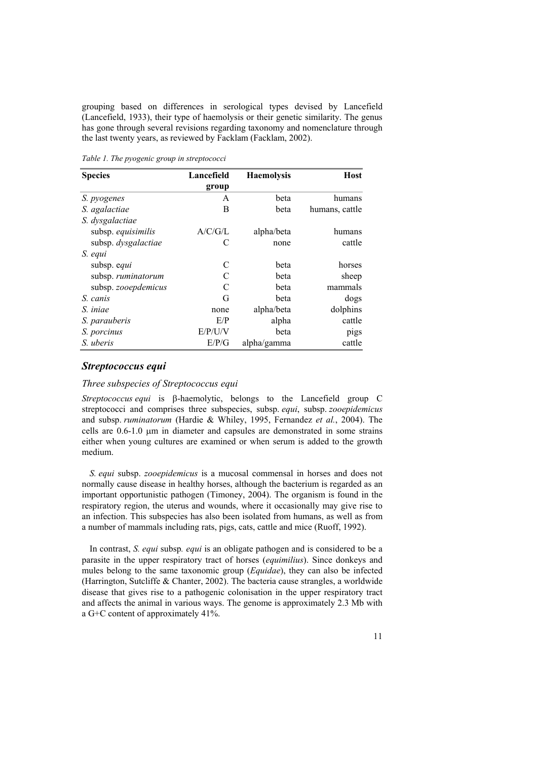grouping based on differences in serological types devised by Lancefield (Lancefield, 1933), their type of haemolysis or their genetic similarity. The genus has gone through several revisions regarding taxonomy and nomenclature through the last twenty years, as reviewed by Facklam (Facklam, 2002).

*Table 1. The pyogenic group in streptococci*

| Species | Lancefield group | Haemolysis | Host |
|---|---|---|---|
| *S. pyogenes* | A | beta | humans |
| *S. agalactiae* | B | beta | humans, cattle |
| *S. dysgalactiae* | | | |
| subsp. *equisimilis* | A/C/G/L | alpha/beta | humans |
| subsp. *dysgalactiae* | C | none | cattle |
| *S. equi* | | | |
| subsp. e*qui* | C | beta | horses |
| subsp. *ruminatorum* | C | beta | sheep |
| subsp. *zooepdemicus* | C | beta | mammals |
| *S. canis* | G | beta | dogs |
| *S. iniae* | none | alpha/beta | dolphins |
| *S. parauberis* | E/P | alpha | cattle |
| *S. porcinus* | E/P/U/V | beta | pigs |
| *S. uberis* | E/P/G | alpha/gamma | cattle |

## *Streptococcus equi*

### Three subspecies of Streptococcus equi

*Streptococcus equi* is β-haemolytic, belongs to the Lancefield group C streptococci and comprises three subspecies, subsp. *equi*, subsp. *zooepidemicus* and subsp. *ruminatorum* (Hardie & Whiley, 1995, Fernandez *et al.*, 2004). The cells are 0.6-1.0 μm in diameter and capsules are demonstrated in some strains either when young cultures are examined or when serum is added to the growth medium.

*S. equi* subsp. *zooepidemicus* is a mucosal commensal in horses and does not normally cause disease in healthy horses, although the bacterium is regarded as an important opportunistic pathogen (Timoney, 2004). The organism is found in the respiratory region, the uterus and wounds, where it occasionally may give rise to an infection. This subspecies has also been isolated from humans, as well as from a number of mammals including rats, pigs, cats, cattle and mice (Ruoff, 1992).

In contrast, *S. equi* subsp*. equi* is an obligate pathogen and is considered to be a parasite in the upper respiratory tract of horses (*equimilius*). Since donkeys and mules belong to the same taxonomic group (*Equidae*), they can also be infected (Harrington, Sutcliffe & Chanter, 2002). The bacteria cause strangles, a worldwide disease that gives rise to a pathogenic colonisation in the upper respiratory tract and affects the animal in various ways. The genome is approximately 2.3 Mb with a G+C content of approximately 41%.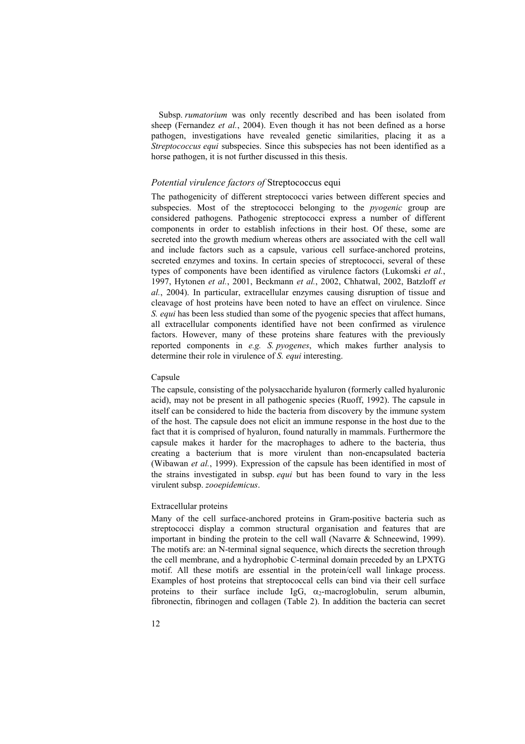Subsp. *rumatorium* was only recently described and has been isolated from sheep (Fernandez *et al.*, 2004). Even though it has not been defined as a horse pathogen, investigations have revealed genetic similarities, placing it as a *Streptococcus equi* subspecies. Since this subspecies has not been identified as a horse pathogen, it is not further discussed in this thesis.

### *Potential virulence factors of* Streptococcus equi

The pathogenicity of different streptococci varies between different species and subspecies. Most of the streptococci belonging to the *pyogenic* group are considered pathogens. Pathogenic streptococci express a number of different components in order to establish infections in their host. Of these, some are secreted into the growth medium whereas others are associated with the cell wall and include factors such as a capsule, various cell surface-anchored proteins, secreted enzymes and toxins. In certain species of streptococci, several of these types of components have been identified as virulence factors (Lukomski *et al.*, 1997, Hytonen *et al.*, 2001, Beckmann *et al.*, 2002, Chhatwal, 2002, Batzloff *et al.*, 2004). In particular, extracellular enzymes causing disruption of tissue and cleavage of host proteins have been noted to have an effect on virulence. Since *S. equi* has been less studied than some of the pyogenic species that affect humans, all extracellular components identified have not been confirmed as virulence factors. However, many of these proteins share features with the previously reported components in *e.g. S. pyogenes*, which makes further analysis to determine their role in virulence of *S. equi* interesting.

#### Capsule

The capsule, consisting of the polysaccharide hyaluron (formerly called hyaluronic acid), may not be present in all pathogenic species (Ruoff, 1992). The capsule in itself can be considered to hide the bacteria from discovery by the immune system of the host. The capsule does not elicit an immune response in the host due to the fact that it is comprised of hyaluron, found naturally in mammals. Furthermore the capsule makes it harder for the macrophages to adhere to the bacteria, thus creating a bacterium that is more virulent than non-encapsulated bacteria (Wibawan *et al.*, 1999). Expression of the capsule has been identified in most of the strains investigated in subsp. *equi* but has been found to vary in the less virulent subsp. *zooepidemicus*.

#### Extracellular proteins

Many of the cell surface-anchored proteins in Gram-positive bacteria such as streptococci display a common structural organisation and features that are important in binding the protein to the cell wall (Navarre & Schneewind, 1999). The motifs are: an N-terminal signal sequence, which directs the secretion through the cell membrane, and a hydrophobic C-terminal domain preceded by an LPXTG motif. All these motifs are essential in the protein/cell wall linkage process. Examples of host proteins that streptococcal cells can bind via their cell surface proteins to their surface include IgG, $\alpha_2$-macroglobulin, serum albumin, fibronectin, fibrinogen and collagen (Table 2). In addition the bacteria can secret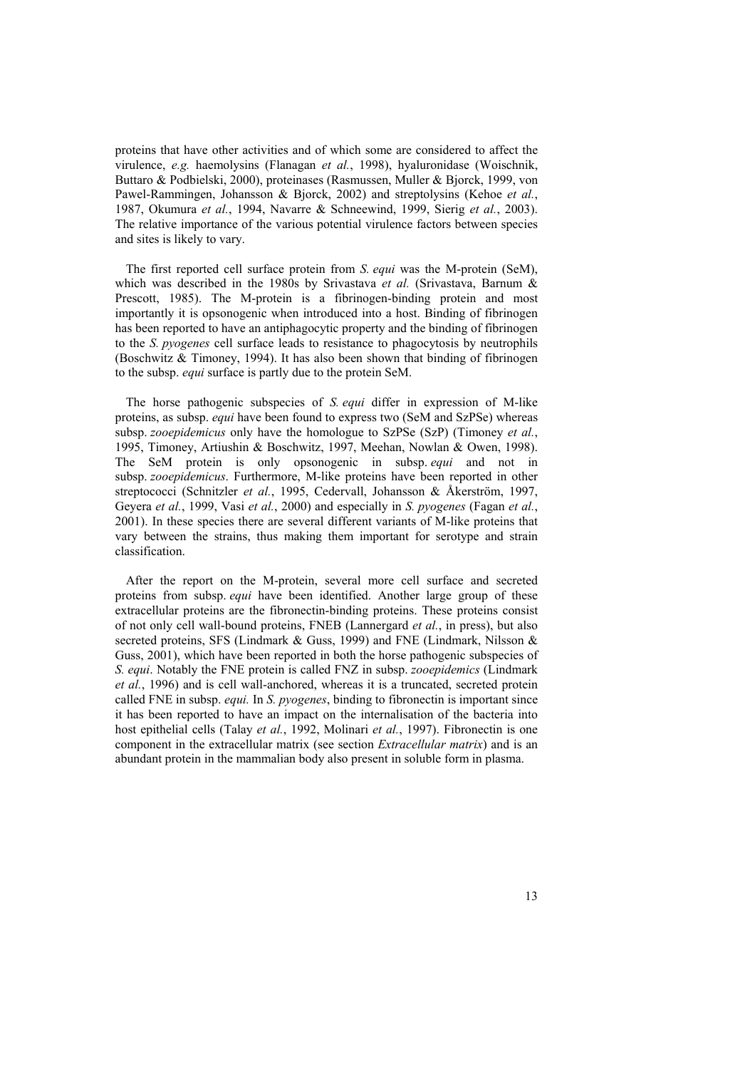proteins that have other activities and of which some are considered to affect the virulence, *e.g.* haemolysins (Flanagan *et al.*, 1998), hyaluronidase (Woischnik, Buttaro & Podbielski, 2000), proteinases (Rasmussen, Muller & Bjorck, 1999, von Pawel-Rammingen, Johansson & Bjorck, 2002) and streptolysins (Kehoe *et al.*, 1987, Okumura *et al.*, 1994, Navarre & Schneewind, 1999, Sierig *et al.*, 2003). The relative importance of the various potential virulence factors between species and sites is likely to vary.

The first reported cell surface protein from *S. equi* was the M-protein (SeM), which was described in the 1980s by Srivastava *et al.* (Srivastava, Barnum & Prescott, 1985). The M-protein is a fibrinogen-binding protein and most importantly it is opsonogenic when introduced into a host. Binding of fibrinogen has been reported to have an antiphagocytic property and the binding of fibrinogen to the *S. pyogenes* cell surface leads to resistance to phagocytosis by neutrophils (Boschwitz & Timoney, 1994). It has also been shown that binding of fibrinogen to the subsp. *equi* surface is partly due to the protein SeM.

The horse pathogenic subspecies of *S. equi* differ in expression of M-like proteins, as subsp. *equi* have been found to express two (SeM and SzPSe) whereas subsp. *zooepidemicus* only have the homologue to SzPSe (SzP) (Timoney *et al.*, 1995, Timoney, Artiushin & Boschwitz, 1997, Meehan, Nowlan & Owen, 1998). The SeM protein is only opsonogenic in subsp. *equi* and not in subsp. *zooepidemicus*. Furthermore, M-like proteins have been reported in other streptococci (Schnitzler *et al.*, 1995, Cedervall, Johansson & Åkerström, 1997, Geyera *et al.*, 1999, Vasi *et al.*, 2000) and especially in *S. pyogenes* (Fagan *et al.*, 2001). In these species there are several different variants of M-like proteins that vary between the strains, thus making them important for serotype and strain classification.

After the report on the M-protein, several more cell surface and secreted proteins from subsp. *equi* have been identified. Another large group of these extracellular proteins are the fibronectin-binding proteins. These proteins consist of not only cell wall-bound proteins, FNEB (Lannergard *et al.*, in press), but also secreted proteins, SFS (Lindmark & Guss, 1999) and FNE (Lindmark, Nilsson & Guss, 2001), which have been reported in both the horse pathogenic subspecies of *S. equi*. Notably the FNE protein is called FNZ in subsp. *zooepidemics* (Lindmark *et al.*, 1996) and is cell wall-anchored, whereas it is a truncated, secreted protein called FNE in subsp. *equi.* In *S. pyogenes*, binding to fibronectin is important since it has been reported to have an impact on the internalisation of the bacteria into host epithelial cells (Talay *et al.*, 1992, Molinari *et al.*, 1997). Fibronectin is one component in the extracellular matrix (see section *Extracellular matrix*) and is an abundant protein in the mammalian body also present in soluble form in plasma.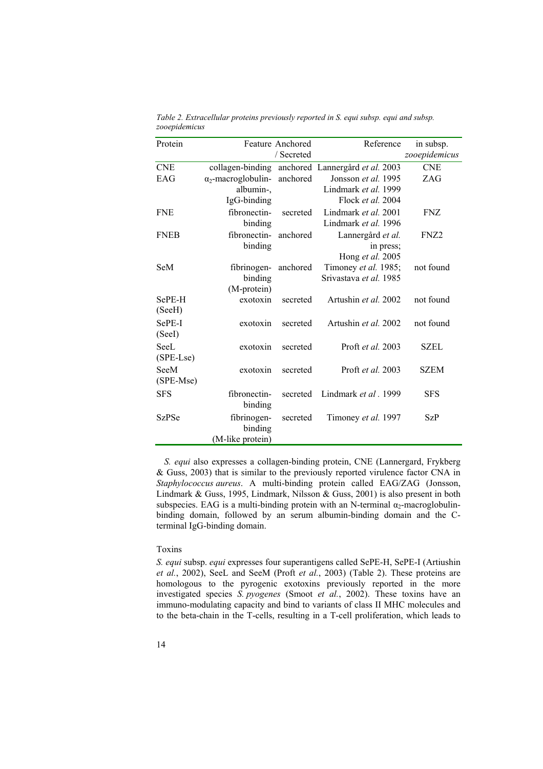*Table 2. Extracellular proteins previously reported in S. equi subsp. equi and subsp. zooepidemicus*

| Protein | Feature | Anchored / Secreted | Reference | in subsp. *zooepidemicus* |
|---|---|---|---|---|
| CNE | collagen-binding | anchored | Lannergård *et al.* 2003 | CNE |
| EAG | $\alpha_2$-macroglobulin-albumin-, IgG-binding | anchored | Jonsson *et al.* 1995 Lindmark *et al.* 1999 Flock *et al.* 2004 | ZAG |
| FNE | fibronectin-binding | secreted | Lindmark *et al.* 2001 Lindmark *et al.* 1996 | FNZ |
| FNEB | fibronectin-binding | anchored | Lannergård *et al.* in press; Hong *et al.* 2005 | FNZ2 |
| SeM | fibrinogen-binding (M-protein) | anchored | Timoney *et al.* 1985; Srivastava *et al.* 1985 | not found |
| SePE-H (SeeH) | exotoxin | secreted | Artushin *et al.* 2002 | not found |
| SePE-I (SeeI) | exotoxin | secreted | Artushin *et al.* 2002 | not found |
| SeeL (SPE-Lse) | exotoxin | secreted | Proft *et al.* 2003 | SZEL |
| SeeM (SPE-Mse) | exotoxin | secreted | Proft *et al.* 2003 | SZEM |
| SFS | fibronectin-binding | secreted | Lindmark *et al* . 1999 | SFS |
| SzPSe | fibrinogen-binding (M-like protein) | secreted | Timoney *et al.* 1997 | SzP |

*S. equi* also expresses a collagen-binding protein, CNE (Lannergard, Frykberg & Guss, 2003) that is similar to the previously reported virulence factor CNA in *Staphylococcus aureus*. A multi-binding protein called EAG/ZAG (Jonsson, Lindmark & Guss, 1995, Lindmark, Nilsson & Guss, 2001) is also present in both subspecies. EAG is a multi-binding protein with an N-terminal $\alpha_2$-macroglobulin-binding domain, followed by an serum albumin-binding domain and the C-terminal IgG-binding domain.

Toxins

*S. equi* subsp. *equi* expresses four superantigens called SePE-H, SePE-I (Artiushin *et al.*, 2002), SeeL and SeeM (Proft *et al.*, 2003) (Table 2). These proteins are homologous to the pyrogenic exotoxins previously reported in the more investigated species *S. pyogenes* (Smoot *et al.*, 2002). These toxins have an immuno-modulating capacity and bind to variants of class II MHC molecules and to the beta-chain in the T-cells, resulting in a T-cell proliferation, which leads to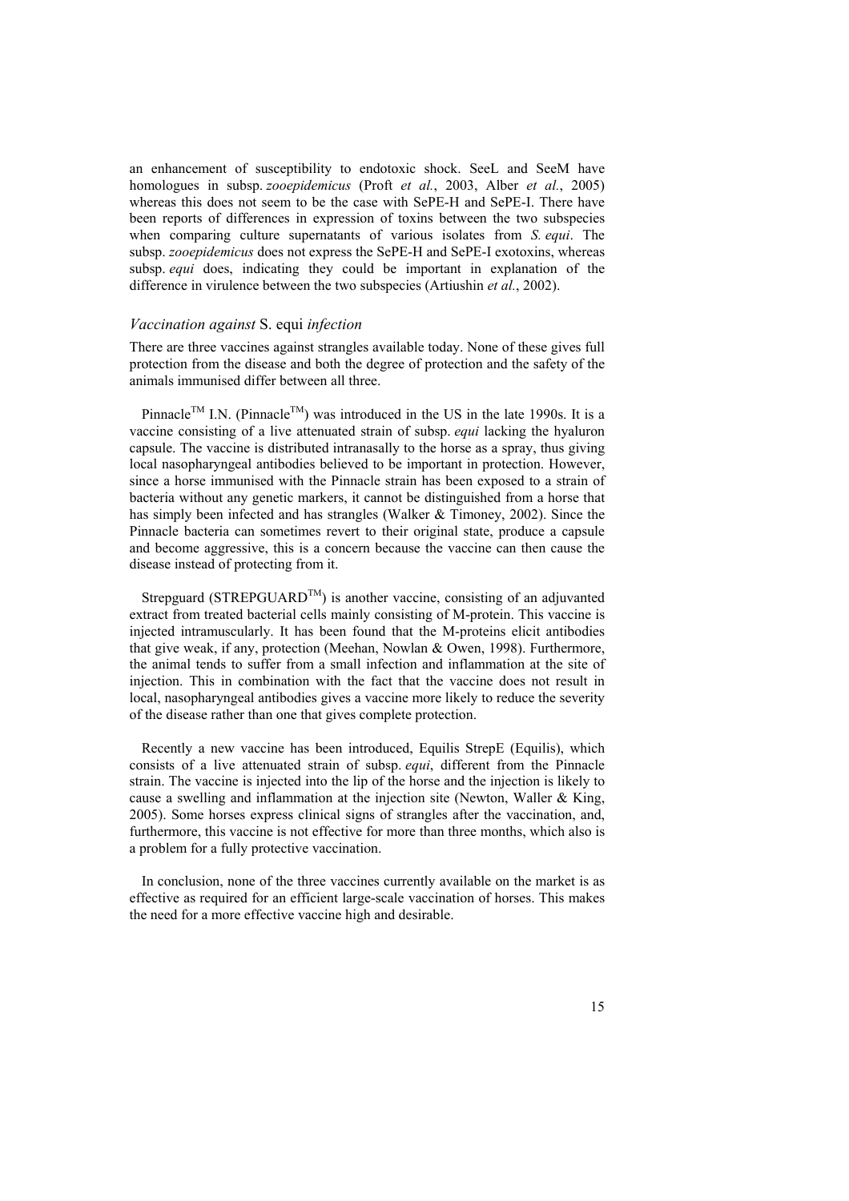an enhancement of susceptibility to endotoxic shock. SeeL and SeeM have homologues in subsp. *zooepidemicus* (Proft *et al.*, 2003, Alber *et al.*, 2005) whereas this does not seem to be the case with SePE-H and SePE-I. There have been reports of differences in expression of toxins between the two subspecies when comparing culture supernatants of various isolates from *S. equi*. The subsp. *zooepidemicus* does not express the SePE-H and SePE-I exotoxins, whereas subsp. *equi* does, indicating they could be important in explanation of the difference in virulence between the two subspecies (Artiushin *et al.*, 2002).

### *Vaccination against* S. equi *infection*

There are three vaccines against strangles available today. None of these gives full protection from the disease and both the degree of protection and the safety of the animals immunised differ between all three.

Pinnacle™ I.N. (Pinnacle™) was introduced in the US in the late 1990s. It is a vaccine consisting of a live attenuated strain of subsp. *equi* lacking the hyaluron capsule. The vaccine is distributed intranasally to the horse as a spray, thus giving local nasopharyngeal antibodies believed to be important in protection. However, since a horse immunised with the Pinnacle strain has been exposed to a strain of bacteria without any genetic markers, it cannot be distinguished from a horse that has simply been infected and has strangles (Walker & Timoney, 2002). Since the Pinnacle bacteria can sometimes revert to their original state, produce a capsule and become aggressive, this is a concern because the vaccine can then cause the disease instead of protecting from it.

Strepguard (STREPGUARD™) is another vaccine, consisting of an adjuvanted extract from treated bacterial cells mainly consisting of M-protein. This vaccine is injected intramuscularly. It has been found that the M-proteins elicit antibodies that give weak, if any, protection (Meehan, Nowlan & Owen, 1998). Furthermore, the animal tends to suffer from a small infection and inflammation at the site of injection. This in combination with the fact that the vaccine does not result in local, nasopharyngeal antibodies gives a vaccine more likely to reduce the severity of the disease rather than one that gives complete protection.

Recently a new vaccine has been introduced, Equilis StrepE (Equilis), which consists of a live attenuated strain of subsp. *equi*, different from the Pinnacle strain. The vaccine is injected into the lip of the horse and the injection is likely to cause a swelling and inflammation at the injection site (Newton, Waller & King, 2005). Some horses express clinical signs of strangles after the vaccination, and, furthermore, this vaccine is not effective for more than three months, which also is a problem for a fully protective vaccination.

In conclusion, none of the three vaccines currently available on the market is as effective as required for an efficient large-scale vaccination of horses. This makes the need for a more effective vaccine high and desirable.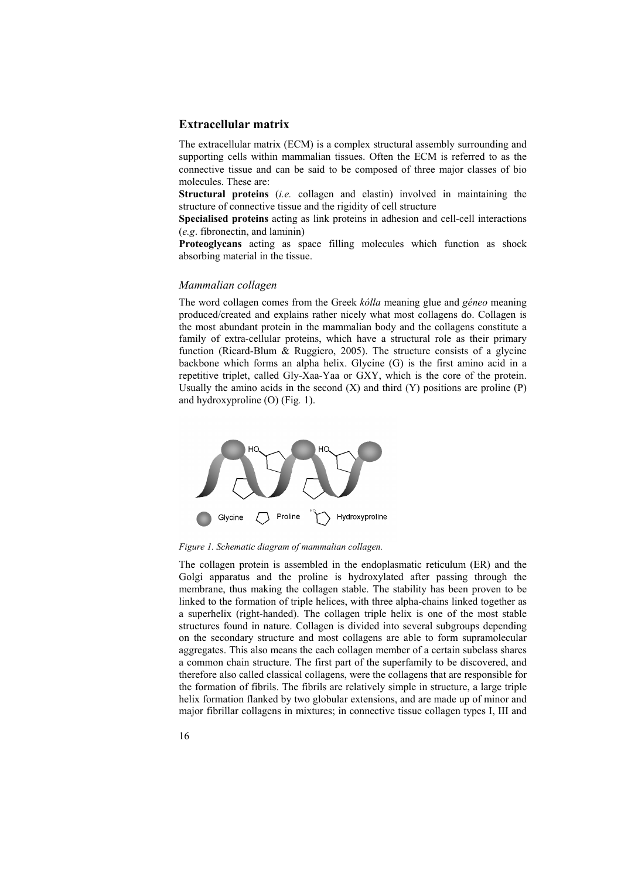## Extracellular matrix

The extracellular matrix (ECM) is a complex structural assembly surrounding and supporting cells within mammalian tissues. Often the ECM is referred to as the connective tissue and can be said to be composed of three major classes of bio molecules. These are:

**Structural proteins** (*i.e.* collagen and elastin) involved in maintaining the structure of connective tissue and the rigidity of cell structure

**Specialised proteins** acting as link proteins in adhesion and cell-cell interactions (*e.g*. fibronectin, and laminin)

**Proteoglycans** acting as space filling molecules which function as shock absorbing material in the tissue.

### *Mammalian collagen*

The word collagen comes from the Greek *kólla* meaning glue and *géneo* meaning produced/created and explains rather nicely what most collagens do. Collagen is the most abundant protein in the mammalian body and the collagens constitute a family of extra-cellular proteins, which have a structural role as their primary function (Ricard-Blum & Ruggiero, 2005). The structure consists of a glycine backbone which forms an alpha helix. Glycine (G) is the first amino acid in a repetitive triplet, called Gly-Xaa-Yaa or GXY, which is the core of the protein. Usually the amino acids in the second (X) and third (Y) positions are proline (P) and hydroxyproline (O) (Fig. 1).

*Figure 1. Schematic diagram of mammalian collagen.*

The collagen protein is assembled in the endoplasmatic reticulum (ER) and the Golgi apparatus and the proline is hydroxylated after passing through the membrane, thus making the collagen stable. The stability has been proven to be linked to the formation of triple helices, with three alpha-chains linked together as a superhelix (right-handed). The collagen triple helix is one of the most stable structures found in nature. Collagen is divided into several subgroups depending on the secondary structure and most collagens are able to form supramolecular aggregates. This also means the each collagen member of a certain subclass shares a common chain structure. The first part of the superfamily to be discovered, and therefore also called classical collagens, were the collagens that are responsible for the formation of fibrils. The fibrils are relatively simple in structure, a large triple helix formation flanked by two globular extensions, and are made up of minor and major fibrillar collagens in mixtures; in connective tissue collagen types I, III and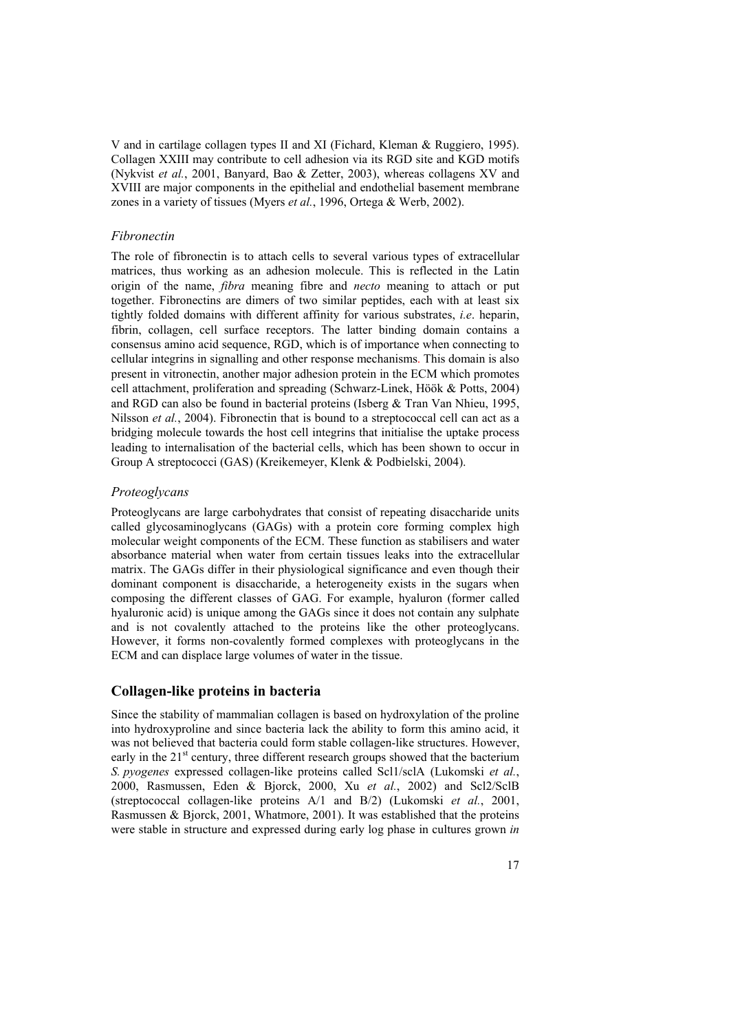V and in cartilage collagen types II and XI (Fichard, Kleman & Ruggiero, 1995). Collagen XXIII may contribute to cell adhesion via its RGD site and KGD motifs (Nykvist *et al.*, 2001, Banyard, Bao & Zetter, 2003), whereas collagens XV and XVIII are major components in the epithelial and endothelial basement membrane zones in a variety of tissues (Myers *et al.*, 1996, Ortega & Werb, 2002).

### *Fibronectin*

The role of fibronectin is to attach cells to several various types of extracellular matrices, thus working as an adhesion molecule. This is reflected in the Latin origin of the name, *fibra* meaning fibre and *necto* meaning to attach or put together. Fibronectins are dimers of two similar peptides, each with at least six tightly folded domains with different affinity for various substrates, *i.e*. heparin, fibrin, collagen, cell surface receptors. The latter binding domain contains a consensus amino acid sequence, RGD, which is of importance when connecting to cellular integrins in signalling and other response mechanisms. This domain is also present in vitronectin, another major adhesion protein in the ECM which promotes cell attachment, proliferation and spreading (Schwarz-Linek, Höök & Potts, 2004) and RGD can also be found in bacterial proteins (Isberg & Tran Van Nhieu, 1995, Nilsson *et al.*, 2004). Fibronectin that is bound to a streptococcal cell can act as a bridging molecule towards the host cell integrins that initialise the uptake process leading to internalisation of the bacterial cells, which has been shown to occur in Group A streptococci (GAS) (Kreikemeyer, Klenk & Podbielski, 2004).

### *Proteoglycans*

Proteoglycans are large carbohydrates that consist of repeating disaccharide units called glycosaminoglycans (GAGs) with a protein core forming complex high molecular weight components of the ECM. These function as stabilisers and water absorbance material when water from certain tissues leaks into the extracellular matrix. The GAGs differ in their physiological significance and even though their dominant component is disaccharide, a heterogeneity exists in the sugars when composing the different classes of GAG. For example, hyaluron (former called hyaluronic acid) is unique among the GAGs since it does not contain any sulphate and is not covalently attached to the proteins like the other proteoglycans. However, it forms non-covalently formed complexes with proteoglycans in the ECM and can displace large volumes of water in the tissue.

## Collagen-like proteins in bacteria

Since the stability of mammalian collagen is based on hydroxylation of the proline into hydroxyproline and since bacteria lack the ability to form this amino acid, it was not believed that bacteria could form stable collagen-like structures. However, early in the 21st century, three different research groups showed that the bacterium *S. pyogenes* expressed collagen-like proteins called Scl1/sclA (Lukomski *et al.*, 2000, Rasmussen, Eden & Bjorck, 2000, Xu *et al.*, 2002) and Scl2/SclB (streptococcal collagen-like proteins A/1 and B/2) (Lukomski *et al.*, 2001, Rasmussen & Bjorck, 2001, Whatmore, 2001). It was established that the proteins were stable in structure and expressed during early log phase in cultures grown *in*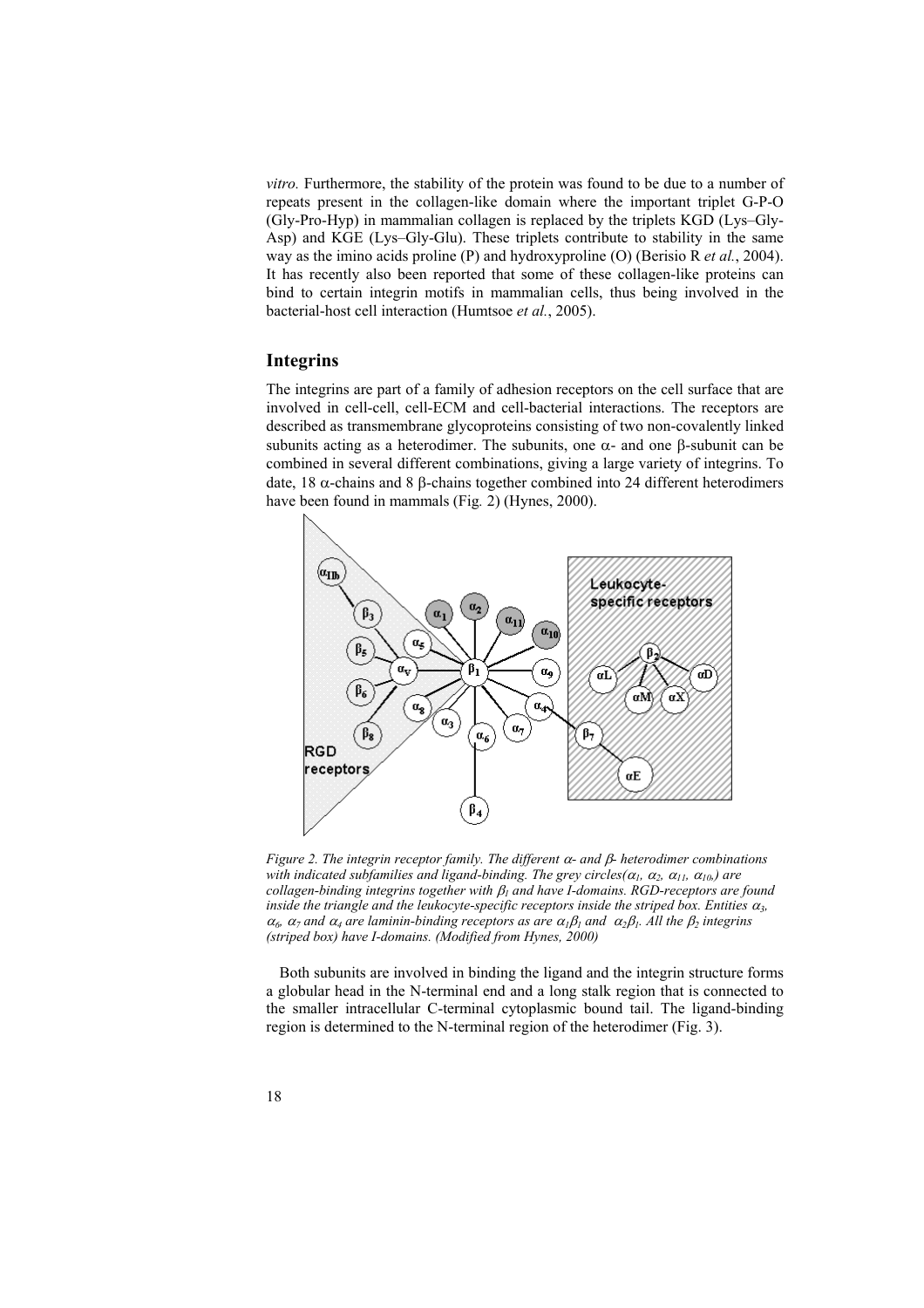*vitro.* Furthermore, the stability of the protein was found to be due to a number of repeats present in the collagen-like domain where the important triplet G-P-O (Gly-Pro-Hyp) in mammalian collagen is replaced by the triplets KGD (Lys–Gly-Asp) and KGE (Lys–Gly-Glu). These triplets contribute to stability in the same way as the imino acids proline (P) and hydroxyproline (O) (Berisio R *et al.*, 2004). It has recently also been reported that some of these collagen-like proteins can bind to certain integrin motifs in mammalian cells, thus being involved in the bacterial-host cell interaction (Humtsoe *et al.*, 2005).

## Integrins

The integrins are part of a family of adhesion receptors on the cell surface that are involved in cell-cell, cell-ECM and cell-bacterial interactions. The receptors are described as transmembrane glycoproteins consisting of two non-covalently linked subunits acting as a heterodimer. The subunits, one α- and one β-subunit can be combined in several different combinations, giving a large variety of integrins. To date, 18 α-chains and 8 β-chains together combined into 24 different heterodimers have been found in mammals (Fig. 2) (Hynes, 2000).

*Figure 2. The integrin receptor family. The different α- and β- heterodimer combinations with indicated subfamilies and ligand-binding. The grey circles($\alpha_1$, $\alpha_2$, $\alpha_{11}$, $\alpha_{10}$,) are collagen-binding integrins together with $\beta_1$ and have I-domains. RGD-receptors are found inside the triangle and the leukocyte-specific receptors inside the striped box. Entities $\alpha_3$, $\alpha_6$, $\alpha_7$ and $\alpha_4$ are laminin-binding receptors as are $\alpha_1\beta_1$ and $\alpha_2\beta_1$. All the $\beta_2$ integrins (striped box) have I-domains. (Modified from Hynes, 2000)*

Both subunits are involved in binding the ligand and the integrin structure forms a globular head in the N-terminal end and a long stalk region that is connected to the smaller intracellular C-terminal cytoplasmic bound tail. The ligand-binding region is determined to the N-terminal region of the heterodimer (Fig. 3).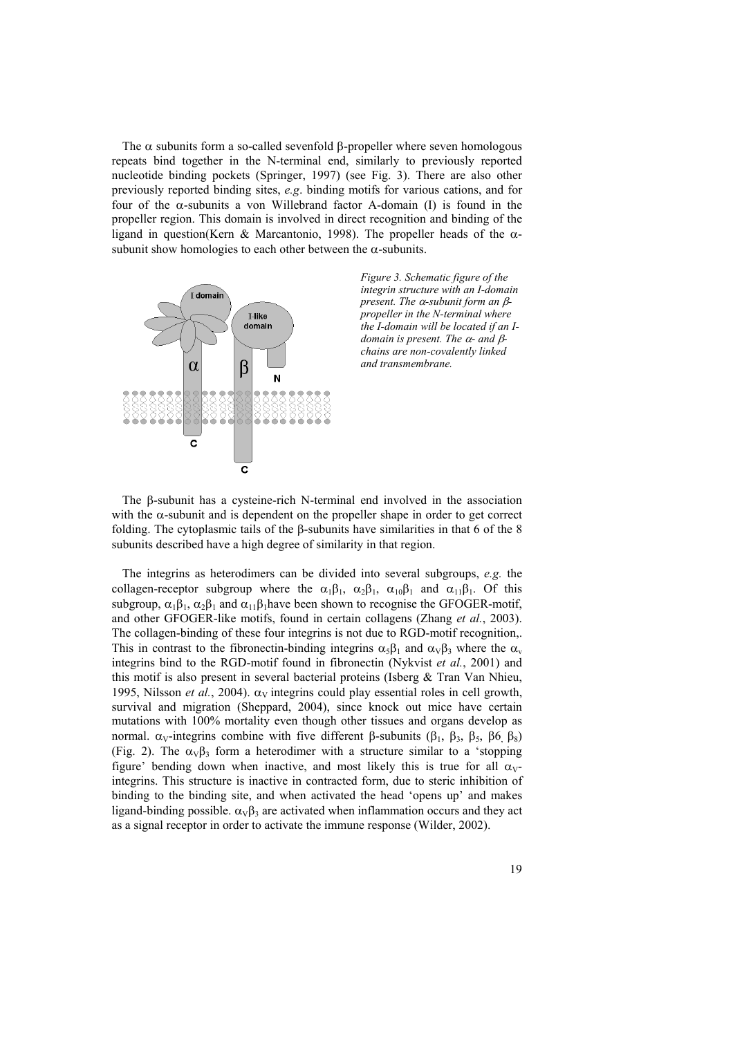The $\alpha$ subunits form a so-called sevenfold $\beta$-propeller where seven homologous repeats bind together in the N-terminal end, similarly to previously reported nucleotide binding pockets (Springer, 1997) (see Fig. 3). There are also other previously reported binding sites, *e.g*. binding motifs for various cations, and for four of the $\alpha$-subunits a von Willebrand factor A-domain (I) is found in the propeller region. This domain is involved in direct recognition and binding of the ligand in question(Kern & Marcantonio, 1998). The propeller heads of the $\alpha$-subunit show homologies to each other between the $\alpha$-subunits.

*Figure 3. Schematic figure of the integrin structure with an I-domain present. The $\alpha$-subunit form an $\beta$-propeller in the N-terminal where the I-domain will be located if an I-domain is present. The $\alpha$- and $\beta$-chains are non-covalently linked and transmembrane.*

The $\beta$-subunit has a cysteine-rich N-terminal end involved in the association with the $\alpha$-subunit and is dependent on the propeller shape in order to get correct folding. The cytoplasmic tails of the $\beta$-subunits have similarities in that 6 of the 8 subunits described have a high degree of similarity in that region.

The integrins as heterodimers can be divided into several subgroups, *e.g.* the collagen-receptor subgroup where the $\alpha_1\beta_1$, $\alpha_2\beta_1$, $\alpha_{10}\beta_1$ and $\alpha_{11}\beta_1$. Of this subgroup, $\alpha_1\beta_1$, $\alpha_2\beta_1$ and $\alpha_{11}\beta_1$have been shown to recognise the GFOGER-motif, and other GFOGER-like motifs, found in certain collagens (Zhang *et al.*, 2003). The collagen-binding of these four integrins is not due to RGD-motif recognition,. This in contrast to the fibronectin-binding integrins $\alpha_5\beta_1$ and $\alpha_V\beta_3$ where the $\alpha_v$ integrins bind to the RGD-motif found in fibronectin (Nykvist *et al.*, 2001) and this motif is also present in several bacterial proteins (Isberg & Tran Van Nhieu, 1995, Nilsson *et al.*, 2004). $\alpha_V$ integrins could play essential roles in cell growth, survival and migration (Sheppard, 2004), since knock out mice have certain mutations with 100% mortality even though other tissues and organs develop as normal. $\alpha_V$-integrins combine with five different $\beta$-subunits ($\beta_1$, $\beta_3$, $\beta_5$, $\beta 6$, $\beta_8$) (Fig. 2). The $\alpha_V\beta_3$ form a heterodimer with a structure similar to a 'stopping figure' bending down when inactive, and most likely this is true for all $\alpha_V$-integrins. This structure is inactive in contracted form, due to steric inhibition of binding to the binding site, and when activated the head 'opens up' and makes ligand-binding possible. $\alpha_V\beta_3$ are activated when inflammation occurs and they act as a signal receptor in order to activate the immune response (Wilder, 2002).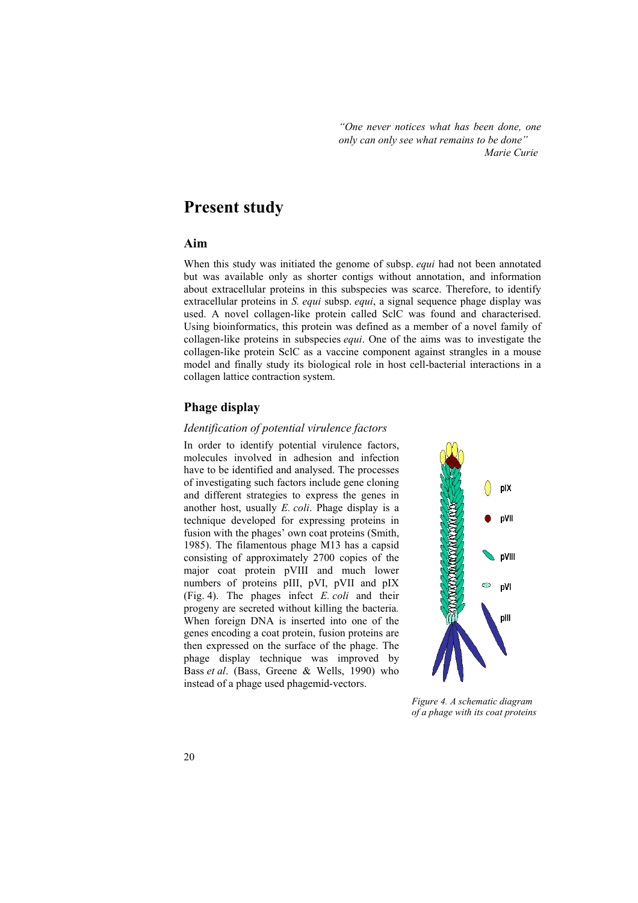*"One never notices what has been done, one only can only see what remains to be done"*
*Marie Curie*

# Present study

## Aim

When this study was initiated the genome of subsp. *equi* had not been annotated but was available only as shorter contigs without annotation, and information about extracellular proteins in this subspecies was scarce. Therefore, to identify extracellular proteins in *S. equi* subsp. *equi*, a signal sequence phage display was used. A novel collagen-like protein called SclC was found and characterised. Using bioinformatics, this protein was defined as a member of a novel family of collagen-like proteins in subspecies *equi*. One of the aims was to investigate the collagen-like protein SclC as a vaccine component against strangles in a mouse model and finally study its biological role in host cell-bacterial interactions in a collagen lattice contraction system.

## Phage display

### *Identification of potential virulence factors*

In order to identify potential virulence factors, molecules involved in adhesion and infection have to be identified and analysed. The processes of investigating such factors include gene cloning and different strategies to express the genes in another host, usually *E. coli*. Phage display is a technique developed for expressing proteins in fusion with the phages' own coat proteins (Smith, 1985). The filamentous phage M13 has a capsid consisting of approximately 2700 copies of the major coat protein pVIII and much lower numbers of proteins pIII, pVI, pVII and pIX (Fig. 4). The phages infect *E. coli* and their progeny are secreted without killing the bacteria. When foreign DNA is inserted into one of the genes encoding a coat protein, fusion proteins are then expressed on the surface of the phage. The phage display technique was improved by Bass *et al*. (Bass, Greene & Wells, 1990) who instead of a phage used phagemid-vectors.

pIX

pVII

pVIII

pVI

pIII

*Figure 4. A schematic diagram of a phage with its coat proteins*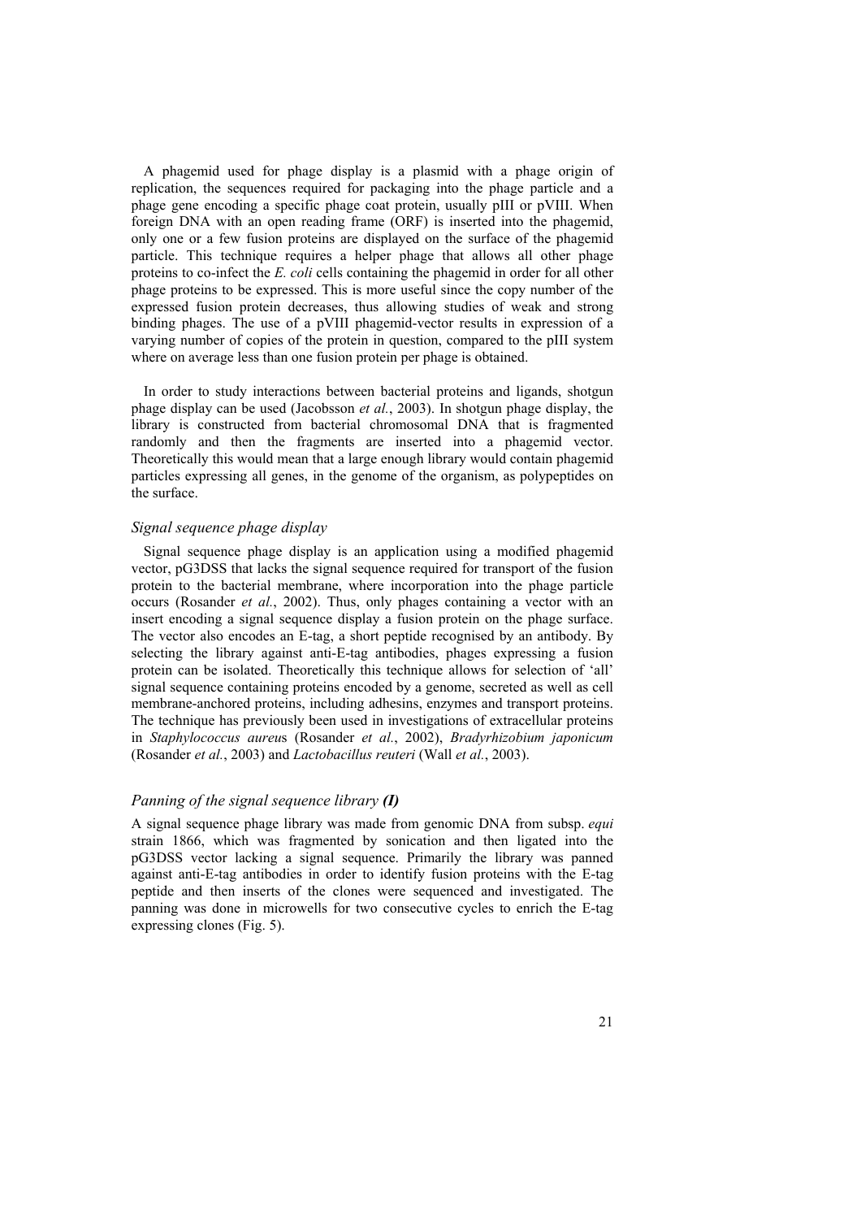A phagemid used for phage display is a plasmid with a phage origin of replication, the sequences required for packaging into the phage particle and a phage gene encoding a specific phage coat protein, usually pIII or pVIII. When foreign DNA with an open reading frame (ORF) is inserted into the phagemid, only one or a few fusion proteins are displayed on the surface of the phagemid particle. This technique requires a helper phage that allows all other phage proteins to co-infect the *E. coli* cells containing the phagemid in order for all other phage proteins to be expressed. This is more useful since the copy number of the expressed fusion protein decreases, thus allowing studies of weak and strong binding phages. The use of a pVIII phagemid-vector results in expression of a varying number of copies of the protein in question, compared to the pIII system where on average less than one fusion protein per phage is obtained.

In order to study interactions between bacterial proteins and ligands, shotgun phage display can be used (Jacobsson *et al.*, 2003). In shotgun phage display, the library is constructed from bacterial chromosomal DNA that is fragmented randomly and then the fragments are inserted into a phagemid vector. Theoretically this would mean that a large enough library would contain phagemid particles expressing all genes, in the genome of the organism, as polypeptides on the surface.

### *Signal sequence phage display*

Signal sequence phage display is an application using a modified phagemid vector, pG3DSS that lacks the signal sequence required for transport of the fusion protein to the bacterial membrane, where incorporation into the phage particle occurs (Rosander *et al.*, 2002). Thus, only phages containing a vector with an insert encoding a signal sequence display a fusion protein on the phage surface. The vector also encodes an E-tag, a short peptide recognised by an antibody. By selecting the library against anti-E-tag antibodies, phages expressing a fusion protein can be isolated. Theoretically this technique allows for selection of 'all' signal sequence containing proteins encoded by a genome, secreted as well as cell membrane-anchored proteins, including adhesins, enzymes and transport proteins. The technique has previously been used in investigations of extracellular proteins in *Staphylococcus aureus* (Rosander *et al.*, 2002), *Bradyrhizobium japonicum* (Rosander *et al.*, 2003) and *Lactobacillus reuteri* (Wall *et al.*, 2003).

### *Panning of the signal sequence library* ***(I)***

A signal sequence phage library was made from genomic DNA from subsp. *equi* strain 1866, which was fragmented by sonication and then ligated into the pG3DSS vector lacking a signal sequence. Primarily the library was panned against anti-E-tag antibodies in order to identify fusion proteins with the E-tag peptide and then inserts of the clones were sequenced and investigated. The panning was done in microwells for two consecutive cycles to enrich the E-tag expressing clones (Fig. 5).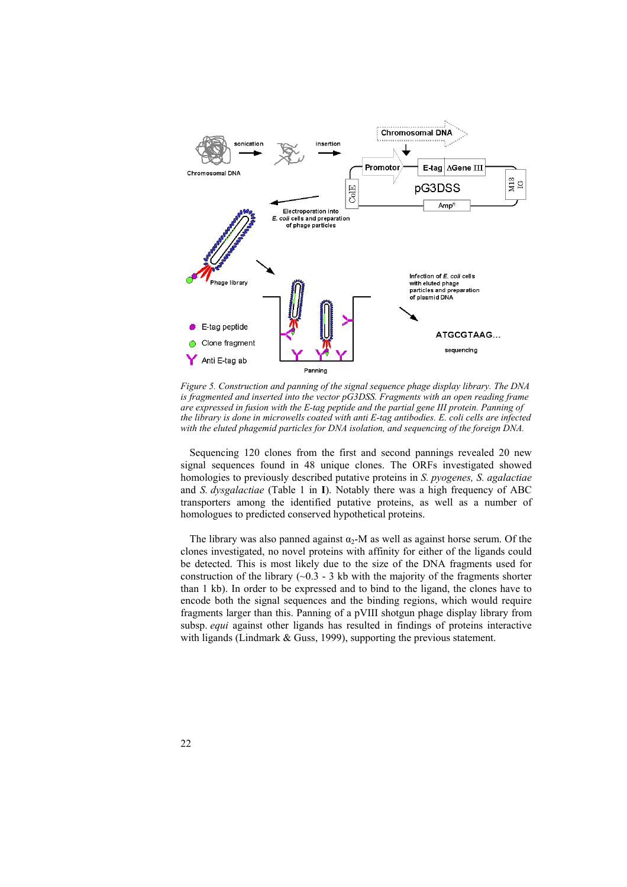*Figure 5. Construction and panning of the signal sequence phage display library. The DNA is fragmented and inserted into the vector pG3DSS. Fragments with an open reading frame are expressed in fusion with the E-tag peptide and the partial gene III protein. Panning of the library is done in microwells coated with anti E-tag antibodies. E. coli cells are infected with the eluted phagemid particles for DNA isolation, and sequencing of the foreign DNA.*

Sequencing 120 clones from the first and second pannings revealed 20 new signal sequences found in 48 unique clones. The ORFs investigated showed homologies to previously described putative proteins in *S. pyogenes, S. agalactiae* and *S. dysgalactiae* (Table 1 in **I**). Notably there was a high frequency of ABC transporters among the identified putative proteins, as well as a number of homologues to predicted conserved hypothetical proteins.

The library was also panned against $\alpha_2$-M as well as against horse serum. Of the clones investigated, no novel proteins with affinity for either of the ligands could be detected. This is most likely due to the size of the DNA fragments used for construction of the library (~0.3 - 3 kb with the majority of the fragments shorter than 1 kb). In order to be expressed and to bind to the ligand, the clones have to encode both the signal sequences and the binding regions, which would require fragments larger than this. Panning of a pVIII shotgun phage display library from subsp. *equi* against other ligands has resulted in findings of proteins interactive with ligands (Lindmark & Guss, 1999), supporting the previous statement.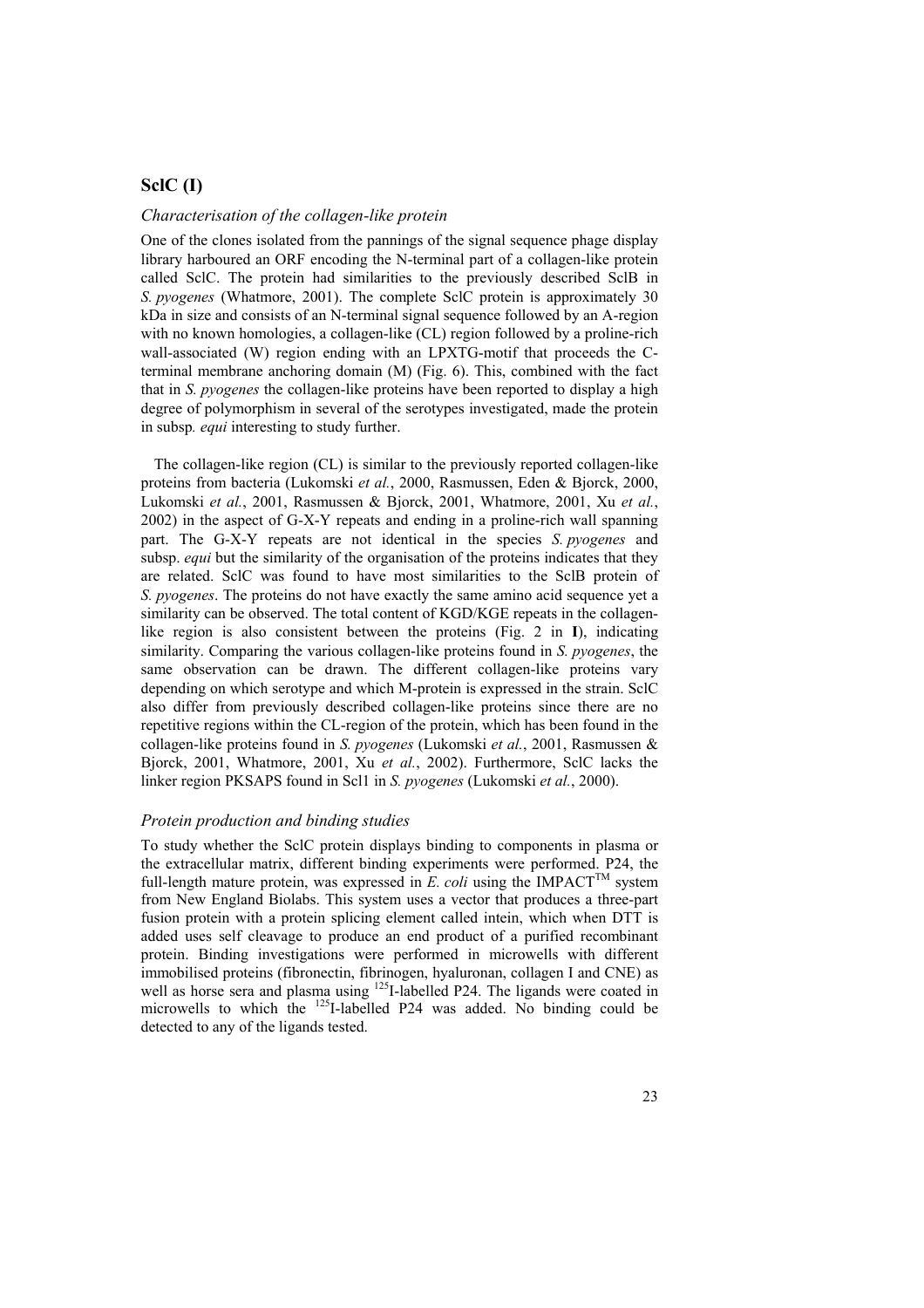## SclC (I)

### *Characterisation of the collagen-like protein*

One of the clones isolated from the pannings of the signal sequence phage display library harboured an ORF encoding the N-terminal part of a collagen-like protein called SclC. The protein had similarities to the previously described SclB in *S. pyogenes* (Whatmore, 2001). The complete SclC protein is approximately 30 kDa in size and consists of an N-terminal signal sequence followed by an A-region with no known homologies, a collagen-like (CL) region followed by a proline-rich wall-associated (W) region ending with an LPXTG-motif that proceeds the C-terminal membrane anchoring domain (M) (Fig. 6). This, combined with the fact that in *S. pyogenes* the collagen-like proteins have been reported to display a high degree of polymorphism in several of the serotypes investigated, made the protein in subsp*. equi* interesting to study further.

The collagen-like region (CL) is similar to the previously reported collagen-like proteins from bacteria (Lukomski *et al.*, 2000, Rasmussen, Eden & Bjorck, 2000, Lukomski *et al.*, 2001, Rasmussen & Bjorck, 2001, Whatmore, 2001, Xu *et al.*, 2002) in the aspect of G-X-Y repeats and ending in a proline-rich wall spanning part. The G-X-Y repeats are not identical in the species *S. pyogenes* and subsp. *equi* but the similarity of the organisation of the proteins indicates that they are related. SclC was found to have most similarities to the SclB protein of *S. pyogenes*. The proteins do not have exactly the same amino acid sequence yet a similarity can be observed. The total content of KGD/KGE repeats in the collagen-like region is also consistent between the proteins (Fig. 2 in **I**), indicating similarity. Comparing the various collagen-like proteins found in *S. pyogenes*, the same observation can be drawn. The different collagen-like proteins vary depending on which serotype and which M-protein is expressed in the strain. SclC also differ from previously described collagen-like proteins since there are no repetitive regions within the CL-region of the protein, which has been found in the collagen-like proteins found in *S. pyogenes* (Lukomski *et al.*, 2001, Rasmussen & Bjorck, 2001, Whatmore, 2001, Xu *et al.*, 2002). Furthermore, SclC lacks the linker region PKSAPS found in Scl1 in *S. pyogenes* (Lukomski *et al.*, 2000).

### *Protein production and binding studies*

To study whether the SclC protein displays binding to components in plasma or the extracellular matrix, different binding experiments were performed. P24, the full-length mature protein, was expressed in *E. coli* using the IMPACT$^{TM}$ system from New England Biolabs. This system uses a vector that produces a three-part fusion protein with a protein splicing element called intein, which when DTT is added uses self cleavage to produce an end product of a purified recombinant protein. Binding investigations were performed in microwells with different immobilised proteins (fibronectin, fibrinogen, hyaluronan, collagen I and CNE) as well as horse sera and plasma using $^{125}$I-labelled P24. The ligands were coated in microwells to which the $^{125}$I-labelled P24 was added. No binding could be detected to any of the ligands tested.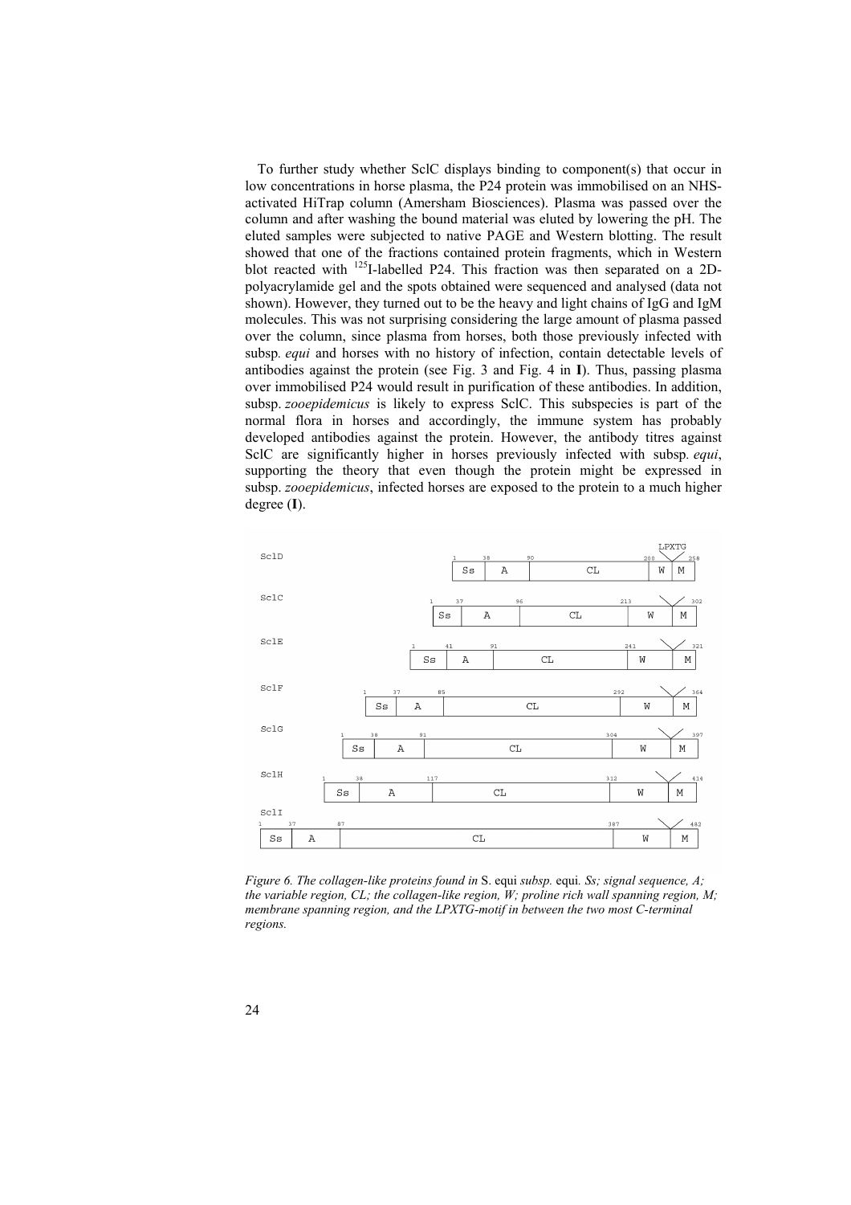To further study whether SclC displays binding to component(s) that occur in low concentrations in horse plasma, the P24 protein was immobilised on an NHS-activated HiTrap column (Amersham Biosciences). Plasma was passed over the column and after washing the bound material was eluted by lowering the pH. The eluted samples were subjected to native PAGE and Western blotting. The result showed that one of the fractions contained protein fragments, which in Western blot reacted with $^{125}$I-labelled P24. This fraction was then separated on a 2D-polyacrylamide gel and the spots obtained were sequenced and analysed (data not shown). However, they turned out to be the heavy and light chains of IgG and IgM molecules. This was not surprising considering the large amount of plasma passed over the column, since plasma from horses, both those previously infected with subsp*. equi* and horses with no history of infection, contain detectable levels of antibodies against the protein (see Fig. 3 and Fig. 4 in **I**). Thus, passing plasma over immobilised P24 would result in purification of these antibodies. In addition, subsp. *zooepidemicus* is likely to express SclC. This subspecies is part of the normal flora in horses and accordingly, the immune system has probably developed antibodies against the protein. However, the antibody titres against SclC are significantly higher in horses previously infected with subsp. *equi*, supporting the theory that even though the protein might be expressed in subsp. *zooepidemicus*, infected horses are exposed to the protein to a much higher degree (**I**).

*Figure 6. The collagen-like proteins found in* S. equi *subsp.* equi*. Ss; signal sequence, A; the variable region, CL; the collagen-like region, W; proline rich wall spanning region, M; membrane spanning region, and the LPXTG-motif in between the two most C-terminal regions.*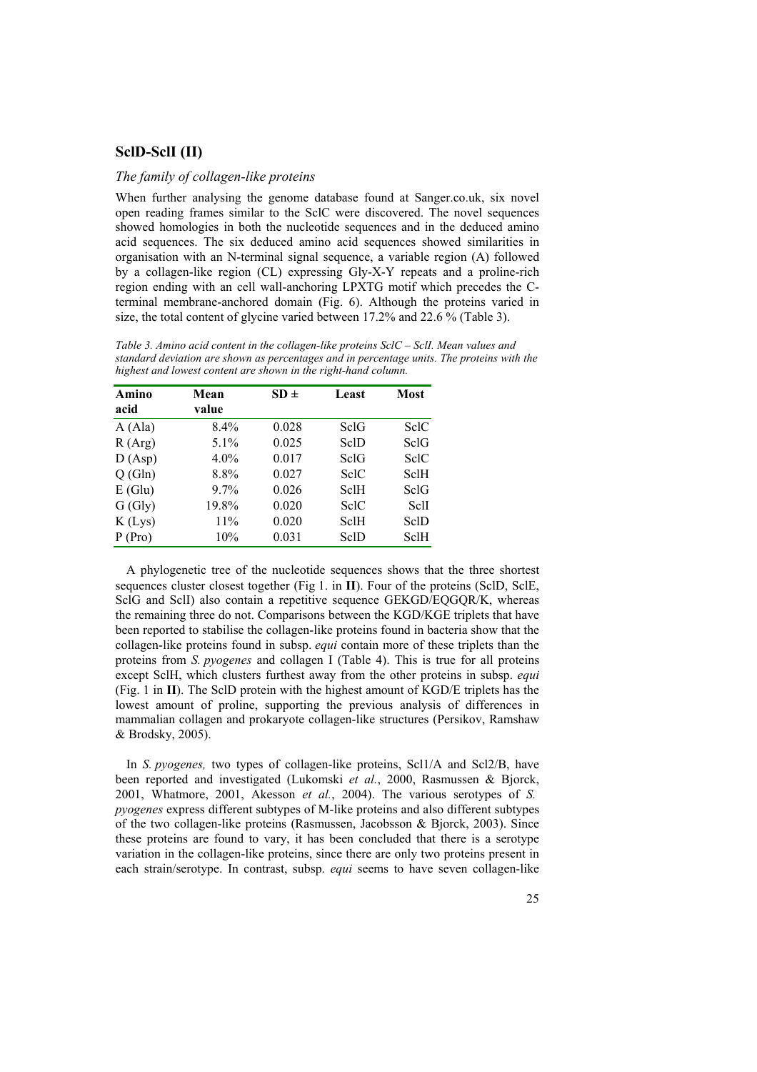## SclD-SclI (II)

### *The family of collagen-like proteins*

When further analysing the genome database found at Sanger.co.uk, six novel open reading frames similar to the SclC were discovered. The novel sequences showed homologies in both the nucleotide sequences and in the deduced amino acid sequences. The six deduced amino acid sequences showed similarities in organisation with an N-terminal signal sequence, a variable region (A) followed by a collagen-like region (CL) expressing Gly-X-Y repeats and a proline-rich region ending with an cell wall-anchoring LPXTG motif which precedes the C-terminal membrane-anchored domain (Fig. 6). Although the proteins varied in size, the total content of glycine varied between 17.2% and 22.6 % (Table 3).

*Table 3. Amino acid content in the collagen-like proteins SclC – SclI. Mean values and standard deviation are shown as percentages and in percentage units. The proteins with the highest and lowest content are shown in the right-hand column.*

| Amino acid | Mean value | SD ± | Least | Most |
|---|---|---|---|---|
| A (Ala) | 8.4% | 0.028 | SclG | SclC |
| R (Arg) | 5.1% | 0.025 | SclD | SclG |
| D (Asp) | 4.0% | 0.017 | SclG | SclC |
| Q (Gln) | 8.8% | 0.027 | SclC | SclH |
| E (Glu) | 9.7% | 0.026 | SclH | SclG |
| G (Gly) | 19.8% | 0.020 | SclC | SclI |
| K (Lys) | 11% | 0.020 | SclH | SclD |
| P (Pro) | 10% | 0.031 | SclD | SclH |

A phylogenetic tree of the nucleotide sequences shows that the three shortest sequences cluster closest together (Fig 1. in **II**). Four of the proteins (SclD, SclE, SclG and SclI) also contain a repetitive sequence GEKGD/EQGQR/K, whereas the remaining three do not. Comparisons between the KGD/KGE triplets that have been reported to stabilise the collagen-like proteins found in bacteria show that the collagen-like proteins found in subsp. *equi* contain more of these triplets than the proteins from *S. pyogenes* and collagen I (Table 4). This is true for all proteins except SclH, which clusters furthest away from the other proteins in subsp. *equi* (Fig. 1 in **II**). The SclD protein with the highest amount of KGD/E triplets has the lowest amount of proline, supporting the previous analysis of differences in mammalian collagen and prokaryote collagen-like structures (Persikov, Ramshaw & Brodsky, 2005).

In *S. pyogenes,* two types of collagen-like proteins, Scl1/A and Scl2/B, have been reported and investigated (Lukomski *et al.*, 2000, Rasmussen & Bjorck, 2001, Whatmore, 2001, Akesson *et al.*, 2004). The various serotypes of *S. pyogenes* express different subtypes of M-like proteins and also different subtypes of the two collagen-like proteins (Rasmussen, Jacobsson & Bjorck, 2003). Since these proteins are found to vary, it has been concluded that there is a serotype variation in the collagen-like proteins, since there are only two proteins present in each strain/serotype. In contrast, subsp. *equi* seems to have seven collagen-like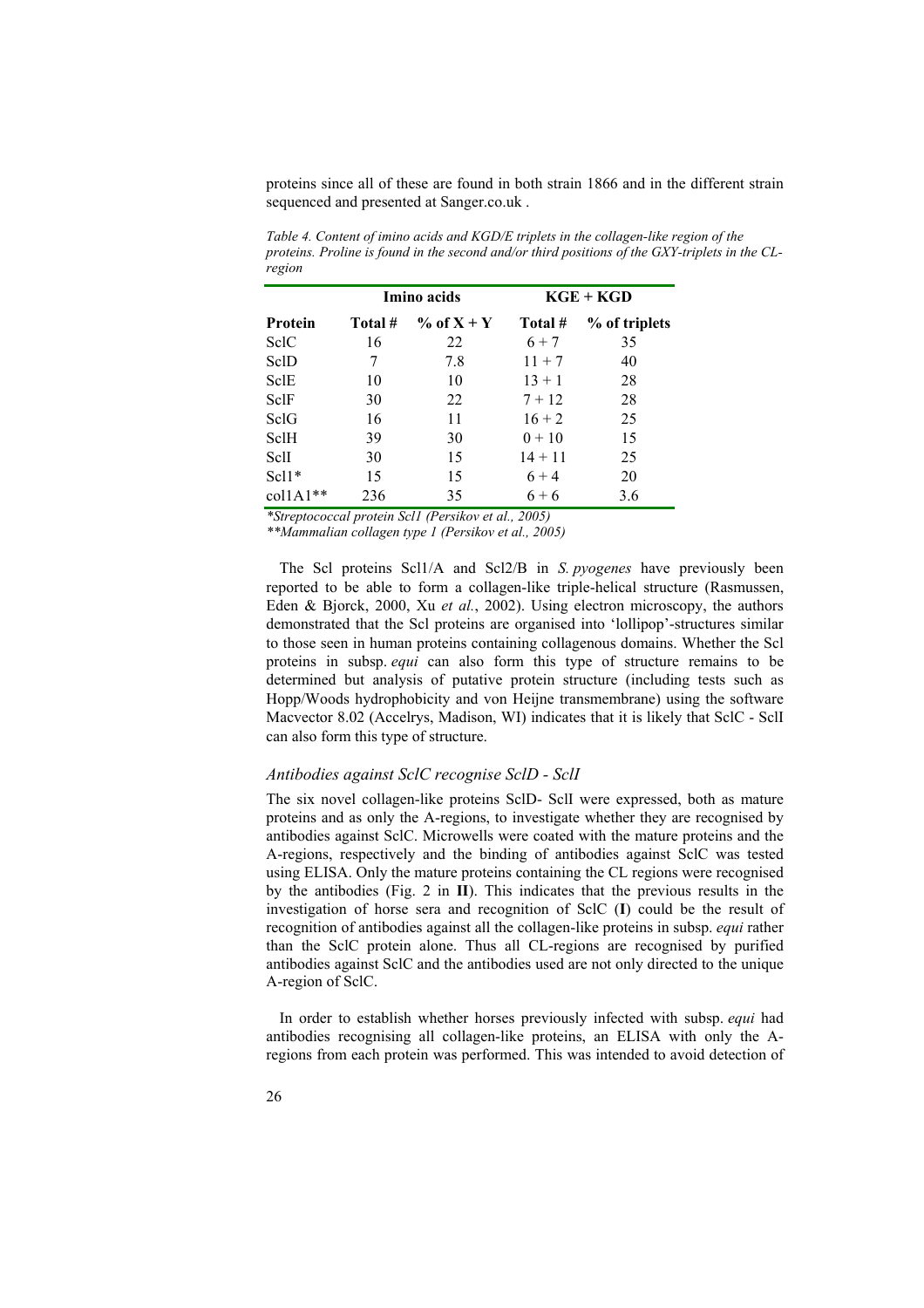proteins since all of these are found in both strain 1866 and in the different strain sequenced and presented at Sanger.co.uk .

*Table 4. Content of imino acids and KGD/E triplets in the collagen-like region of the proteins. Proline is found in the second and/or third positions of the GXY-triplets in the CL-region*

| | Imino acids | | KGE + KGD | |
|---|---|---|---|---|
| **Protein** | **Total #** | **% of X + Y** | **Total #** | **% of triplets** |
| SclC | 16 | 22 | 6 + 7 | 35 |
| SclD | 7 | 7.8 | 11 + 7 | 40 |
| SclE | 10 | 10 | 13 + 1 | 28 |
| SclF | 30 | 22 | 7 + 12 | 28 |
| SclG | 16 | 11 | 16 + 2 | 25 |
| SclH | 39 | 30 | 0 + 10 | 15 |
| SclI | 30 | 15 | 14 + 11 | 25 |
| Scl1* | 15 | 15 | 6 + 4 | 20 |
| col1A1** | 236 | 35 | 6 + 6 | 3.6 |

*\*Streptococcal protein Scl1 (Persikov et al., 2005)*
*\*\*Mammalian collagen type 1 (Persikov et al., 2005)*

The Scl proteins Scl1/A and Scl2/B in *S. pyogenes* have previously been reported to be able to form a collagen-like triple-helical structure (Rasmussen, Eden & Bjorck, 2000, Xu *et al.*, 2002). Using electron microscopy, the authors demonstrated that the Scl proteins are organised into 'lollipop'-structures similar to those seen in human proteins containing collagenous domains. Whether the Scl proteins in subsp. *equi* can also form this type of structure remains to be determined but analysis of putative protein structure (including tests such as Hopp/Woods hydrophobicity and von Heijne transmembrane) using the software Macvector 8.02 (Accelrys, Madison, WI) indicates that it is likely that SclC - SclI can also form this type of structure.

### *Antibodies against SclC recognise SclD - SclI*

The six novel collagen-like proteins SclD- SclI were expressed, both as mature proteins and as only the A-regions, to investigate whether they are recognised by antibodies against SclC. Microwells were coated with the mature proteins and the A-regions, respectively and the binding of antibodies against SclC was tested using ELISA. Only the mature proteins containing the CL regions were recognised by the antibodies (Fig. 2 in **II**). This indicates that the previous results in the investigation of horse sera and recognition of SclC (**I**) could be the result of recognition of antibodies against all the collagen-like proteins in subsp. *equi* rather than the SclC protein alone. Thus all CL-regions are recognised by purified antibodies against SclC and the antibodies used are not only directed to the unique A-region of SclC.

In order to establish whether horses previously infected with subsp. *equi* had antibodies recognising all collagen-like proteins, an ELISA with only the A-regions from each protein was performed. This was intended to avoid detection of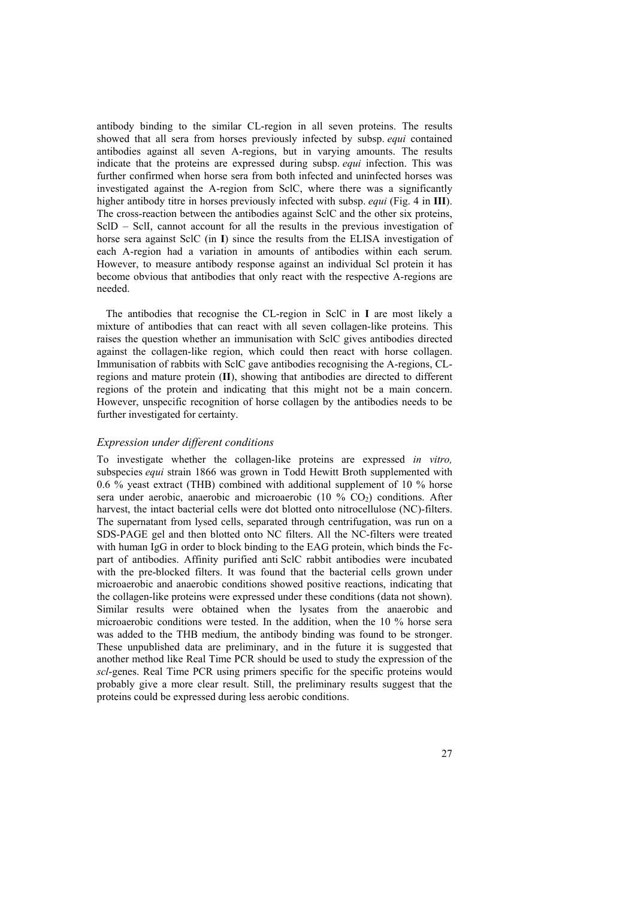antibody binding to the similar CL-region in all seven proteins. The results showed that all sera from horses previously infected by subsp. *equi* contained antibodies against all seven A-regions, but in varying amounts. The results indicate that the proteins are expressed during subsp. *equi* infection. This was further confirmed when horse sera from both infected and uninfected horses was investigated against the A-region from SclC, where there was a significantly higher antibody titre in horses previously infected with subsp. *equi* (Fig. 4 in **III**). The cross-reaction between the antibodies against SclC and the other six proteins, SclD – SclI, cannot account for all the results in the previous investigation of horse sera against SclC (in **I**) since the results from the ELISA investigation of each A-region had a variation in amounts of antibodies within each serum. However, to measure antibody response against an individual Scl protein it has become obvious that antibodies that only react with the respective A-regions are needed.

The antibodies that recognise the CL-region in SclC in **I** are most likely a mixture of antibodies that can react with all seven collagen-like proteins. This raises the question whether an immunisation with SclC gives antibodies directed against the collagen-like region, which could then react with horse collagen. Immunisation of rabbits with SclC gave antibodies recognising the A-regions, CL-regions and mature protein (**II**), showing that antibodies are directed to different regions of the protein and indicating that this might not be a main concern. However, unspecific recognition of horse collagen by the antibodies needs to be further investigated for certainty.

### *Expression under different conditions*

To investigate whether the collagen-like proteins are expressed *in vitro,* subspecies *equi* strain 1866 was grown in Todd Hewitt Broth supplemented with 0.6 % yeast extract (THB) combined with additional supplement of 10 % horse sera under aerobic, anaerobic and microaerobic (10 % $CO_2$) conditions. After harvest, the intact bacterial cells were dot blotted onto nitrocellulose (NC)-filters. The supernatant from lysed cells, separated through centrifugation, was run on a SDS-PAGE gel and then blotted onto NC filters. All the NC-filters were treated with human IgG in order to block binding to the EAG protein, which binds the Fc-part of antibodies. Affinity purified anti SclC rabbit antibodies were incubated with the pre-blocked filters. It was found that the bacterial cells grown under microaerobic and anaerobic conditions showed positive reactions, indicating that the collagen-like proteins were expressed under these conditions (data not shown). Similar results were obtained when the lysates from the anaerobic and microaerobic conditions were tested. In the addition, when the 10 % horse sera was added to the THB medium, the antibody binding was found to be stronger. These unpublished data are preliminary, and in the future it is suggested that another method like Real Time PCR should be used to study the expression of the *scl*-genes. Real Time PCR using primers specific for the specific proteins would probably give a more clear result. Still, the preliminary results suggest that the proteins could be expressed during less aerobic conditions.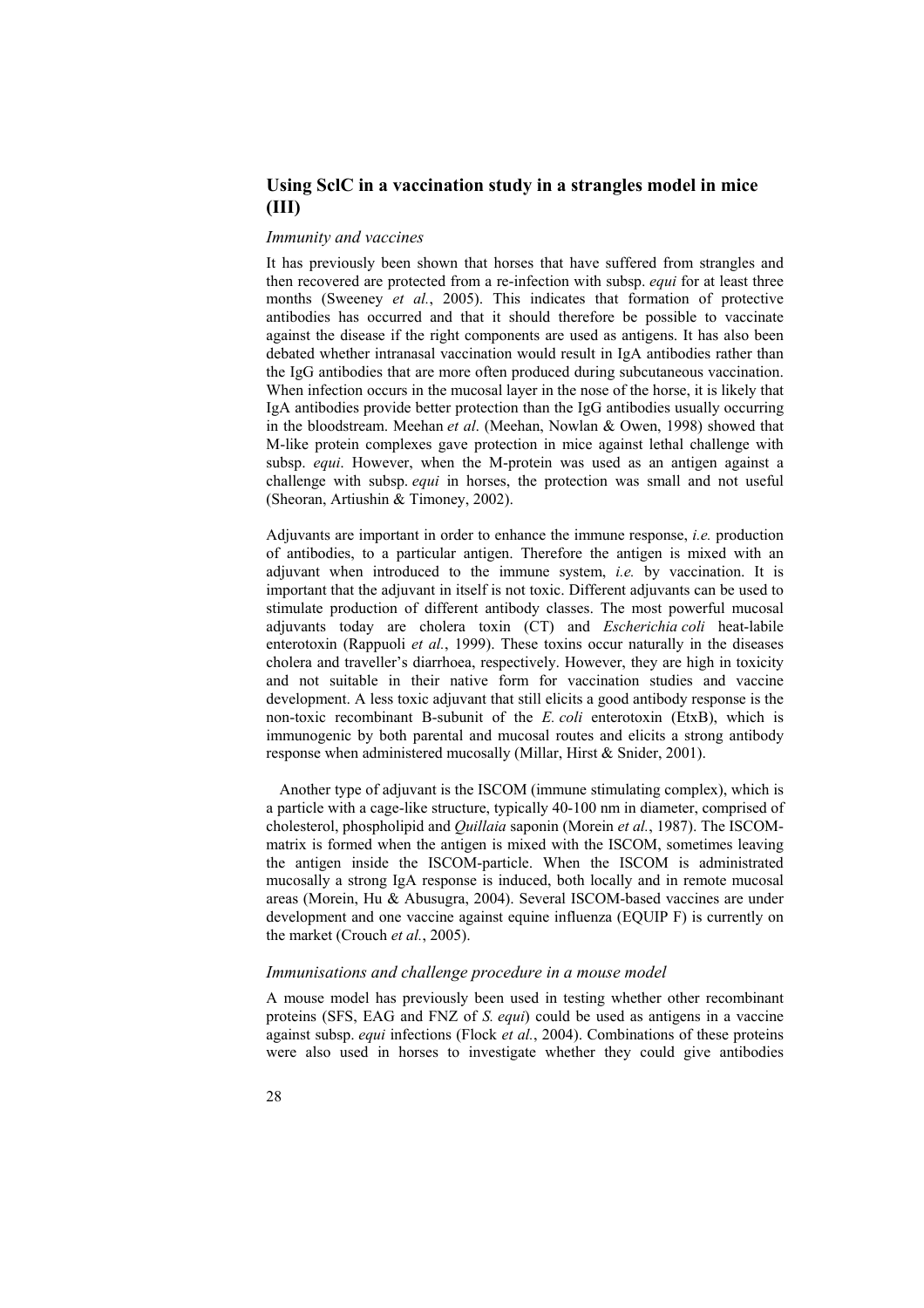## Using SclC in a vaccination study in a strangles model in mice (III)

### *Immunity and vaccines*

It has previously been shown that horses that have suffered from strangles and then recovered are protected from a re-infection with subsp. *equi* for at least three months (Sweeney *et al.*, 2005). This indicates that formation of protective antibodies has occurred and that it should therefore be possible to vaccinate against the disease if the right components are used as antigens. It has also been debated whether intranasal vaccination would result in IgA antibodies rather than the IgG antibodies that are more often produced during subcutaneous vaccination. When infection occurs in the mucosal layer in the nose of the horse, it is likely that IgA antibodies provide better protection than the IgG antibodies usually occurring in the bloodstream. Meehan *et al*. (Meehan, Nowlan & Owen, 1998) showed that M-like protein complexes gave protection in mice against lethal challenge with subsp. *equi*. However, when the M-protein was used as an antigen against a challenge with subsp. *equi* in horses, the protection was small and not useful (Sheoran, Artiushin & Timoney, 2002).

Adjuvants are important in order to enhance the immune response, *i.e.* production of antibodies, to a particular antigen. Therefore the antigen is mixed with an adjuvant when introduced to the immune system, *i.e.* by vaccination. It is important that the adjuvant in itself is not toxic. Different adjuvants can be used to stimulate production of different antibody classes. The most powerful mucosal adjuvants today are cholera toxin (CT) and *Escherichia coli* heat-labile enterotoxin (Rappuoli *et al.*, 1999). These toxins occur naturally in the diseases cholera and traveller's diarrhoea, respectively. However, they are high in toxicity and not suitable in their native form for vaccination studies and vaccine development. A less toxic adjuvant that still elicits a good antibody response is the non-toxic recombinant B-subunit of the *E. coli* enterotoxin (EtxB), which is immunogenic by both parental and mucosal routes and elicits a strong antibody response when administered mucosally (Millar, Hirst & Snider, 2001).

Another type of adjuvant is the ISCOM (immune stimulating complex), which is a particle with a cage-like structure, typically 40-100 nm in diameter, comprised of cholesterol, phospholipid and *Quillaia* saponin (Morein *et al.*, 1987). The ISCOM-matrix is formed when the antigen is mixed with the ISCOM, sometimes leaving the antigen inside the ISCOM-particle. When the ISCOM is administrated mucosally a strong IgA response is induced, both locally and in remote mucosal areas (Morein, Hu & Abusugra, 2004). Several ISCOM-based vaccines are under development and one vaccine against equine influenza (EQUIP F) is currently on the market (Crouch *et al.*, 2005).

### *Immunisations and challenge procedure in a mouse model*

A mouse model has previously been used in testing whether other recombinant proteins (SFS, EAG and FNZ of *S. equi*) could be used as antigens in a vaccine against subsp. *equi* infections (Flock *et al.*, 2004). Combinations of these proteins were also used in horses to investigate whether they could give antibodies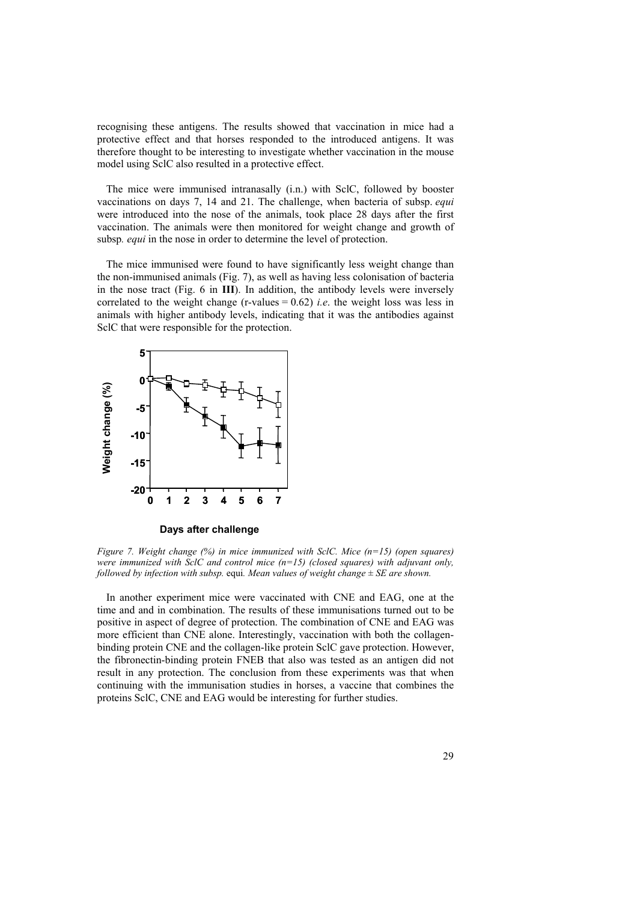recognising these antigens. The results showed that vaccination in mice had a protective effect and that horses responded to the introduced antigens. It was therefore thought to be interesting to investigate whether vaccination in the mouse model using SclC also resulted in a protective effect.

The mice were immunised intranasally (i.n.) with SclC, followed by booster vaccinations on days 7, 14 and 21. The challenge, when bacteria of subsp. *equi* were introduced into the nose of the animals, took place 28 days after the first vaccination. The animals were then monitored for weight change and growth of subsp. *equi* in the nose in order to determine the level of protection.

The mice immunised were found to have significantly less weight change than the non-immunised animals (Fig. 7), as well as having less colonisation of bacteria in the nose tract (Fig. 6 in **III**). In addition, the antibody levels were inversely correlated to the weight change (r-values = 0.62) *i.e*. the weight loss was less in animals with higher antibody levels, indicating that it was the antibodies against SclC that were responsible for the protection.

*Figure 7. Weight change (%) in mice immunized with SclC. Mice (n=15) (open squares) were immunized with SclC and control mice (n=15) (closed squares) with adjuvant only, followed by infection with subsp.* equi*. Mean values of weight change ± SE are shown.*

In another experiment mice were vaccinated with CNE and EAG, one at the time and and in combination. The results of these immunisations turned out to be positive in aspect of degree of protection. The combination of CNE and EAG was more efficient than CNE alone. Interestingly, vaccination with both the collagen-binding protein CNE and the collagen-like protein SclC gave protection. However, the fibronectin-binding protein FNEB that also was tested as an antigen did not result in any protection. The conclusion from these experiments was that when continuing with the immunisation studies in horses, a vaccine that combines the proteins SclC, CNE and EAG would be interesting for further studies.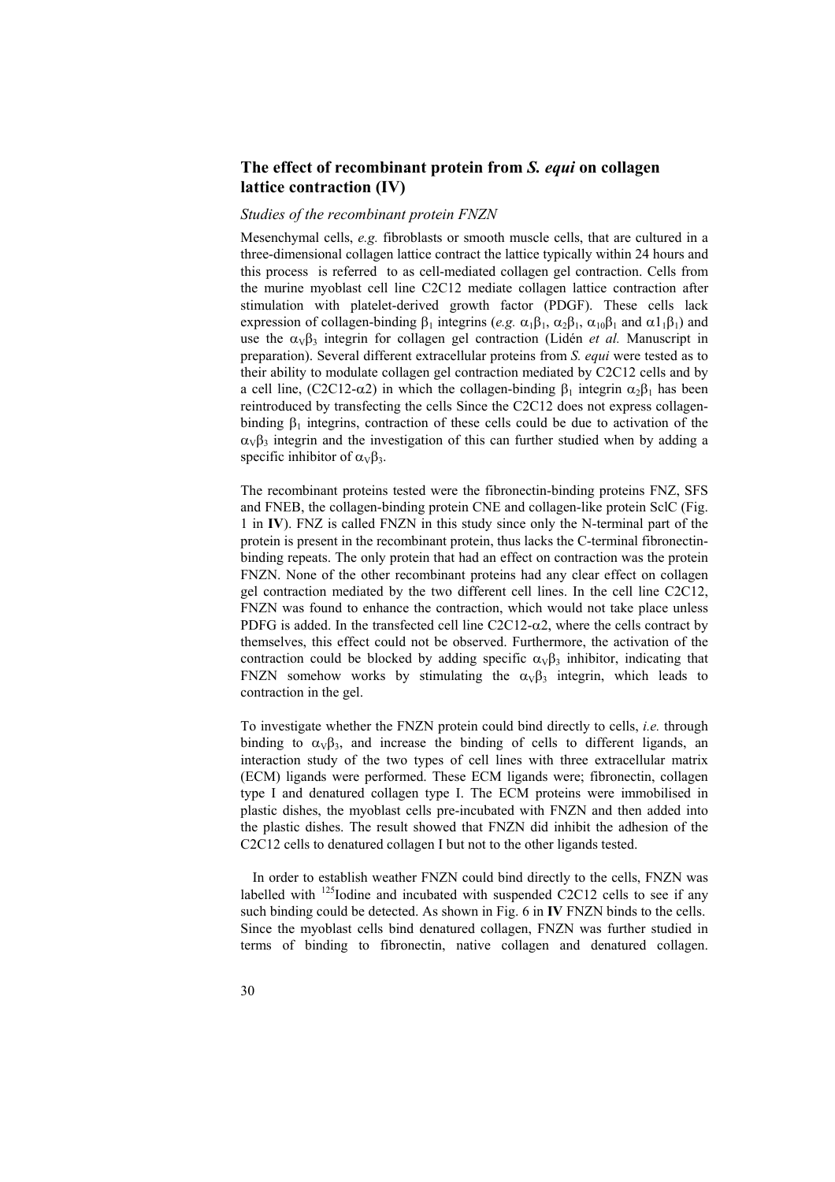## The effect of recombinant protein from *S. equi* on collagen lattice contraction (IV)

### *Studies of the recombinant protein FNZN*

Mesenchymal cells, *e.g.* fibroblasts or smooth muscle cells, that are cultured in a three-dimensional collagen lattice contract the lattice typically within 24 hours and this process is referred to as cell-mediated collagen gel contraction. Cells from the murine myoblast cell line C2C12 mediate collagen lattice contraction after stimulation with platelet-derived growth factor (PDGF). These cells lack expression of collagen-binding $\beta_1$ integrins (*e.g.* $\alpha_1\beta_1$, $\alpha_2\beta_1$, $\alpha_{10}\beta_1$ and $\alpha 1_1\beta_1$) and use the $\alpha_V\beta_3$ integrin for collagen gel contraction (Lidén *et al.* Manuscript in preparation). Several different extracellular proteins from *S. equi* were tested as to their ability to modulate collagen gel contraction mediated by C2C12 cells and by a cell line, (C2C12-$\alpha$2) in which the collagen-binding $\beta_1$ integrin $\alpha_2\beta_1$ has been reintroduced by transfecting the cells Since the C2C12 does not express collagen-binding $\beta_1$ integrins, contraction of these cells could be due to activation of the $\alpha_V\beta_3$ integrin and the investigation of this can further studied when by adding a specific inhibitor of $\alpha_V\beta_3$.

The recombinant proteins tested were the fibronectin-binding proteins FNZ, SFS and FNEB, the collagen-binding protein CNE and collagen-like protein SclC (Fig. 1 in **IV**). FNZ is called FNZN in this study since only the N-terminal part of the protein is present in the recombinant protein, thus lacks the C-terminal fibronectin-binding repeats. The only protein that had an effect on contraction was the protein FNZN. None of the other recombinant proteins had any clear effect on collagen gel contraction mediated by the two different cell lines. In the cell line C2C12, FNZN was found to enhance the contraction, which would not take place unless PDFG is added. In the transfected cell line C2C12-$\alpha$2, where the cells contract by themselves, this effect could not be observed. Furthermore, the activation of the contraction could be blocked by adding specific $\alpha_V\beta_3$ inhibitor, indicating that FNZN somehow works by stimulating the $\alpha_V\beta_3$ integrin, which leads to contraction in the gel.

To investigate whether the FNZN protein could bind directly to cells, *i.e.* through binding to $\alpha_V\beta_3$, and increase the binding of cells to different ligands, an interaction study of the two types of cell lines with three extracellular matrix (ECM) ligands were performed. These ECM ligands were; fibronectin, collagen type I and denatured collagen type I. The ECM proteins were immobilised in plastic dishes, the myoblast cells pre-incubated with FNZN and then added into the plastic dishes. The result showed that FNZN did inhibit the adhesion of the C2C12 cells to denatured collagen I but not to the other ligands tested.

In order to establish weather FNZN could bind directly to the cells, FNZN was labelled with $^{125}$Iodine and incubated with suspended C2C12 cells to see if any such binding could be detected. As shown in Fig. 6 in **IV** FNZN binds to the cells. Since the myoblast cells bind denatured collagen, FNZN was further studied in terms of binding to fibronectin, native collagen and denatured collagen.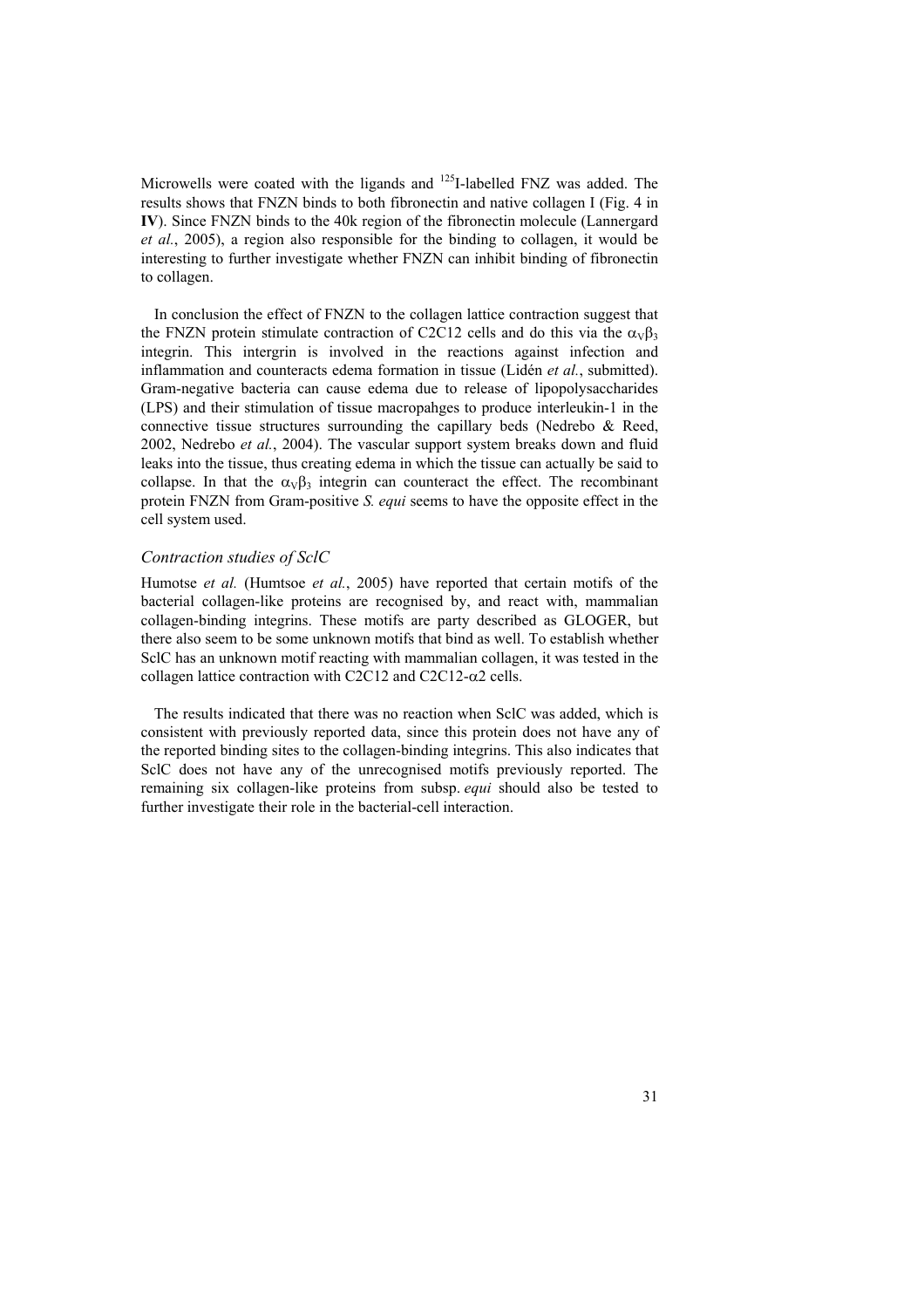Microwells were coated with the ligands and [125]I-labelled FNZ was added. The results shows that FNZN binds to both fibronectin and native collagen I (Fig. 4 in **IV**). Since FNZN binds to the 40k region of the fibronectin molecule (Lannergard *et al.*, 2005), a region also responsible for the binding to collagen, it would be interesting to further investigate whether FNZN can inhibit binding of fibronectin to collagen.

In conclusion the effect of FNZN to the collagen lattice contraction suggest that the FNZN protein stimulate contraction of C2C12 cells and do this via the $\alpha_V\beta_3$ integrin. This intergrin is involved in the reactions against infection and inflammation and counteracts edema formation in tissue (Lidén *et al.*, submitted). Gram-negative bacteria can cause edema due to release of lipopolysaccharides (LPS) and their stimulation of tissue macropahges to produce interleukin-1 in the connective tissue structures surrounding the capillary beds (Nedrebo & Reed, 2002, Nedrebo *et al.*, 2004). The vascular support system breaks down and fluid leaks into the tissue, thus creating edema in which the tissue can actually be said to collapse. In that the $\alpha_V\beta_3$ integrin can counteract the effect. The recombinant protein FNZN from Gram-positive *S. equi* seems to have the opposite effect in the cell system used.

### *Contraction studies of SclC*

Humotse *et al.* (Humtsoe *et al.*, 2005) have reported that certain motifs of the bacterial collagen-like proteins are recognised by, and react with, mammalian collagen-binding integrins. These motifs are party described as GLOGER, but there also seem to be some unknown motifs that bind as well. To establish whether SclC has an unknown motif reacting with mammalian collagen, it was tested in the collagen lattice contraction with C2C12 and C2C12-$\alpha$2 cells.

The results indicated that there was no reaction when SclC was added, which is consistent with previously reported data, since this protein does not have any of the reported binding sites to the collagen-binding integrins. This also indicates that SclC does not have any of the unrecognised motifs previously reported. The remaining six collagen-like proteins from subsp. *equi* should also be tested to further investigate their role in the bacterial-cell interaction.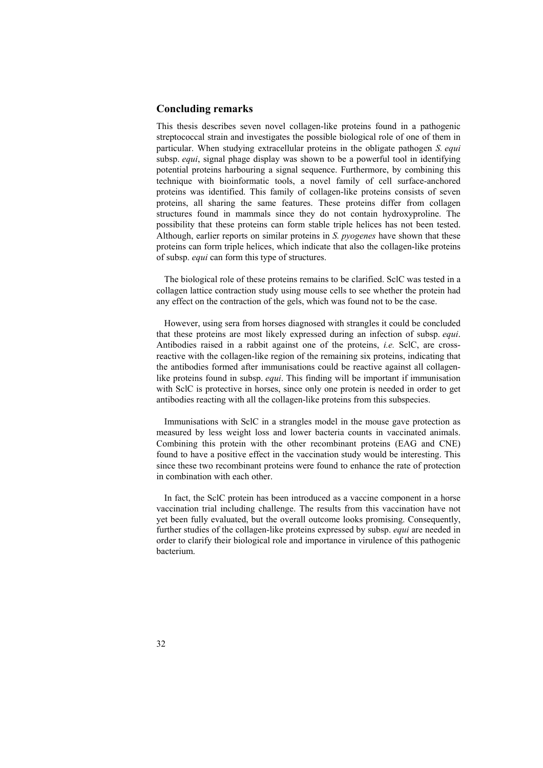## Concluding remarks

This thesis describes seven novel collagen-like proteins found in a pathogenic streptococcal strain and investigates the possible biological role of one of them in particular. When studying extracellular proteins in the obligate pathogen *S. equi* subsp. *equi*, signal phage display was shown to be a powerful tool in identifying potential proteins harbouring a signal sequence. Furthermore, by combining this technique with bioinformatic tools, a novel family of cell surface-anchored proteins was identified. This family of collagen-like proteins consists of seven proteins, all sharing the same features. These proteins differ from collagen structures found in mammals since they do not contain hydroxyproline. The possibility that these proteins can form stable triple helices has not been tested. Although, earlier reports on similar proteins in *S. pyogenes* have shown that these proteins can form triple helices, which indicate that also the collagen-like proteins of subsp. *equi* can form this type of structures.

The biological role of these proteins remains to be clarified. SclC was tested in a collagen lattice contraction study using mouse cells to see whether the protein had any effect on the contraction of the gels, which was found not to be the case.

However, using sera from horses diagnosed with strangles it could be concluded that these proteins are most likely expressed during an infection of subsp. *equi*. Antibodies raised in a rabbit against one of the proteins, *i.e.* SclC, are cross-reactive with the collagen-like region of the remaining six proteins, indicating that the antibodies formed after immunisations could be reactive against all collagen-like proteins found in subsp. *equi*. This finding will be important if immunisation with SclC is protective in horses, since only one protein is needed in order to get antibodies reacting with all the collagen-like proteins from this subspecies.

Immunisations with SclC in a strangles model in the mouse gave protection as measured by less weight loss and lower bacteria counts in vaccinated animals. Combining this protein with the other recombinant proteins (EAG and CNE) found to have a positive effect in the vaccination study would be interesting. This since these two recombinant proteins were found to enhance the rate of protection in combination with each other.

In fact, the SclC protein has been introduced as a vaccine component in a horse vaccination trial including challenge. The results from this vaccination have not yet been fully evaluated, but the overall outcome looks promising. Consequently, further studies of the collagen-like proteins expressed by subsp. *equi* are needed in order to clarify their biological role and importance in virulence of this pathogenic bacterium.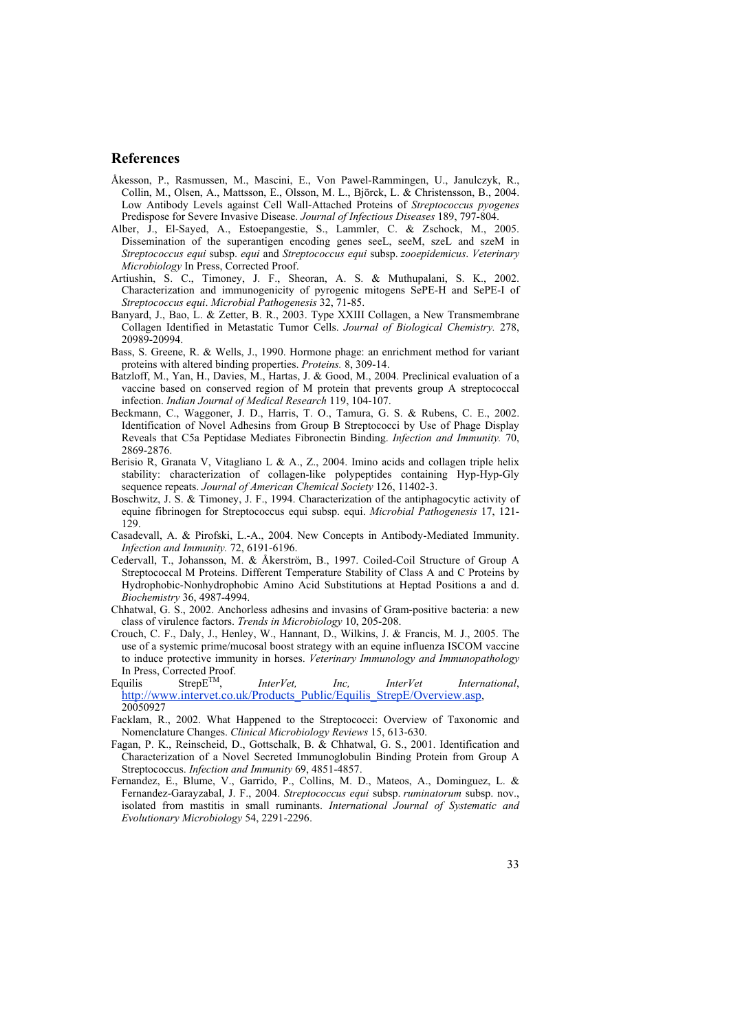## References

Åkesson, P., Rasmussen, M., Mascini, E., Von Pawel-Rammingen, U., Janulczyk, R., Collin, M., Olsen, A., Mattsson, E., Olsson, M. L., Björck, L. & Christensson, B., 2004. Low Antibody Levels against Cell Wall-Attached Proteins of *Streptococcus pyogenes* Predispose for Severe Invasive Disease. *Journal of Infectious Diseases* 189, 797-804.

Alber, J., El-Sayed, A., Estoepangestie, S., Lammler, C. & Zschock, M., 2005. Dissemination of the superantigen encoding genes seeL, seeM, szeL and szeM in *Streptococcus equi* subsp. *equi* and *Streptococcus equi* subsp. *zooepidemicus*. *Veterinary Microbiology* In Press, Corrected Proof.

Artiushin, S. C., Timoney, J. F., Sheoran, A. S. & Muthupalani, S. K., 2002. Characterization and immunogenicity of pyrogenic mitogens SePE-H and SePE-I of *Streptococcus equi*. *Microbial Pathogenesis* 32, 71-85.

Banyard, J., Bao, L. & Zetter, B. R., 2003. Type XXIII Collagen, a New Transmembrane Collagen Identified in Metastatic Tumor Cells. *Journal of Biological Chemistry.* 278, 20989-20994.

Bass, S. Greene, R. & Wells, J., 1990. Hormone phage: an enrichment method for variant proteins with altered binding properties. *Proteins.* 8, 309-14.

Batzloff, M., Yan, H., Davies, M., Hartas, J. & Good, M., 2004. Preclinical evaluation of a vaccine based on conserved region of M protein that prevents group A streptococcal infection. *Indian Journal of Medical Research* 119, 104-107.

Beckmann, C., Waggoner, J. D., Harris, T. O., Tamura, G. S. & Rubens, C. E., 2002. Identification of Novel Adhesins from Group B Streptococci by Use of Phage Display Reveals that C5a Peptidase Mediates Fibronectin Binding. *Infection and Immunity.* 70, 2869-2876.

Berisio R, Granata V, Vitagliano L & A., Z., 2004. Imino acids and collagen triple helix stability: characterization of collagen-like polypeptides containing Hyp-Hyp-Gly sequence repeats. *Journal of American Chemical Society* 126, 11402-3.

Boschwitz, J. S. & Timoney, J. F., 1994. Characterization of the antiphagocytic activity of equine fibrinogen for Streptococcus equi subsp. equi. *Microbial Pathogenesis* 17, 121-129.

Casadevall, A. & Pirofski, L.-A., 2004. New Concepts in Antibody-Mediated Immunity. *Infection and Immunity.* 72, 6191-6196.

Cedervall, T., Johansson, M. & Åkerström, B., 1997. Coiled-Coil Structure of Group A Streptococcal M Proteins. Different Temperature Stability of Class A and C Proteins by Hydrophobic-Nonhydrophobic Amino Acid Substitutions at Heptad Positions a and d. *Biochemistry* 36, 4987-4994.

Chhatwal, G. S., 2002. Anchorless adhesins and invasins of Gram-positive bacteria: a new class of virulence factors. *Trends in Microbiology* 10, 205-208.

Crouch, C. F., Daly, J., Henley, W., Hannant, D., Wilkins, J. & Francis, M. J., 2005. The use of a systemic prime/mucosal boost strategy with an equine influenza ISCOM vaccine to induce protective immunity in horses. *Veterinary Immunology and Immunopathology* In Press, Corrected Proof.

Equilis StrepE™, *InterVet, Inc, InterVet International*, http://www.intervet.co.uk/Products_Public/Equilis_StrepE/Overview.asp, 20050927

Facklam, R., 2002. What Happened to the Streptococci: Overview of Taxonomic and Nomenclature Changes. *Clinical Microbiology Reviews* 15, 613-630.

Fagan, P. K., Reinscheid, D., Gottschalk, B. & Chhatwal, G. S., 2001. Identification and Characterization of a Novel Secreted Immunoglobulin Binding Protein from Group A Streptococcus. *Infection and Immunity* 69, 4851-4857.

Fernandez, E., Blume, V., Garrido, P., Collins, M. D., Mateos, A., Dominguez, L. & Fernandez-Garayzabal, J. F., 2004. *Streptococcus equi* subsp. *ruminatorum* subsp. nov., isolated from mastitis in small ruminants. *International Journal of Systematic and Evolutionary Microbiology* 54, 2291-2296.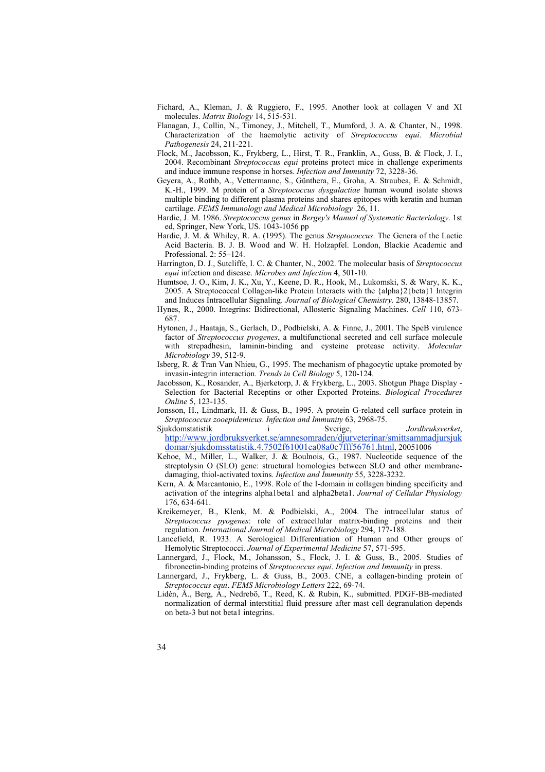Fichard, A., Kleman, J. & Ruggiero, F., 1995. Another look at collagen V and XI molecules. *Matrix Biology* 14, 515-531.

Flanagan, J., Collin, N., Timoney, J., Mitchell, T., Mumford, J. A. & Chanter, N., 1998. Characterization of the haemolytic activity of *Streptococcus equi*. *Microbial Pathogenesis* 24, 211-221.

Flock, M., Jacobsson, K., Frykberg, L., Hirst, T. R., Franklin, A., Guss, B. & Flock, J. I., 2004. Recombinant *Streptococcus equi* proteins protect mice in challenge experiments and induce immune response in horses. *Infection and Immunity* 72, 3228-36.

Geyera, A., Rothb, A., Vettermannc, S., Günthera, E., Groha, A. Straubea, E. & Schmidt, K.-H., 1999. M protein of a *Streptococcus dysgalactiae* human wound isolate shows multiple binding to different plasma proteins and shares epitopes with keratin and human cartilage. *FEMS Immunology and Medical Microbiology* 26, 11.

Hardie, J. M. 1986. *Streptococcus genus* in *Bergey's Manual of Systematic Bacteriology*. 1st ed, Springer, New York, US. 1043-1056 pp

Hardie, J. M. & Whiley, R. A. (1995). The genus *Streptococcus*. The Genera of the Lactic Acid Bacteria. B. J. B. Wood and W. H. Holzapfel. London, Blackie Academic and Professional. 2: 55–124.

Harrington, D. J., Sutcliffe, I. C. & Chanter, N., 2002. The molecular basis of *Streptococcus equi* infection and disease. *Microbes and Infection* 4, 501-10.

Humtsoe, J. O., Kim, J. K., Xu, Y., Keene, D. R., Hook, M., Lukomski, S. & Wary, K. K., 2005. A Streptococcal Collagen-like Protein Interacts with the {alpha}2{beta}1 Integrin and Induces Intracellular Signaling. *Journal of Biological Chemistry.* 280, 13848-13857.

Hynes, R., 2000. Integrins: Bidirectional, Allosteric Signaling Machines. *Cell* 110, 673-687.

Hytonen, J., Haataja, S., Gerlach, D., Podbielski, A. & Finne, J., 2001. The SpeB virulence factor of *Streptococcus pyogenes*, a multifunctional secreted and cell surface molecule with strepadhesin, laminin-binding and cysteine protease activity. *Molecular Microbiology* 39, 512-9.

Isberg, R. & Tran Van Nhieu, G., 1995. The mechanism of phagocytic uptake promoted by invasin-integrin interaction. *Trends in Cell Biology* 5, 120-124.

Jacobsson, K., Rosander, A., Bjerketorp, J. & Frykberg, L., 2003. Shotgun Phage Display - Selection for Bacterial Receptins or other Exported Proteins. *Biological Procedures Online* 5, 123-135.

Jonsson, H., Lindmark, H. & Guss, B., 1995. A protein G-related cell surface protein in *Streptococcus zooepidemicus*. *Infection and Immunity* 63, 2968-75.

Sjukdomstatistik i Sverige, *Jordbruksverket*, http://www.jordbruksverket.se/amnesomraden/djurveterinar/smittsammadjursjukdomar/sjukdomsstatistik.4.7502f61001ea08a0c7fff56761.html, 20051006

Kehoe, M., Miller, L., Walker, J. & Boulnois, G., 1987. Nucleotide sequence of the streptolysin O (SLO) gene: structural homologies between SLO and other membrane-damaging, thiol-activated toxins. *Infection and Immunity* 55, 3228-3232.

Kern, A. & Marcantonio, E., 1998. Role of the I-domain in collagen binding specificity and activation of the integrins alpha1beta1 and alpha2beta1. *Journal of Cellular Physiology* 176, 634-641.

Kreikemeyer, B., Klenk, M. & Podbielski, A., 2004. The intracellular status of *Streptococcus pyogenes*: role of extracellular matrix-binding proteins and their regulation. *International Journal of Medical Microbiology* 294, 177-188.

Lancefield, R. 1933. A Serological Differentiation of Human and Other groups of Hemolytic Streptococci. *Journal of Experimental Medicine* 57, 571-595.

Lannergard, J., Flock, M., Johansson, S., Flock, J. I. & Guss, B., 2005. Studies of fibronectin-binding proteins of *Streptococcus equi*. *Infection and Immunity* in press.

Lannergard, J., Frykberg, L. & Guss, B., 2003. CNE, a collagen-binding protein of *Streptococcus equi*. *FEMS Microbiology Letters* 222, 69-74.

Lidén, Å., Berg, A., Nedrebö, T., Reed, K. & Rubin, K., submitted. PDGF-BB-mediated normalization of dermal interstitial fluid pressure after mast cell degranulation depends on beta-3 but not beta1 integrins.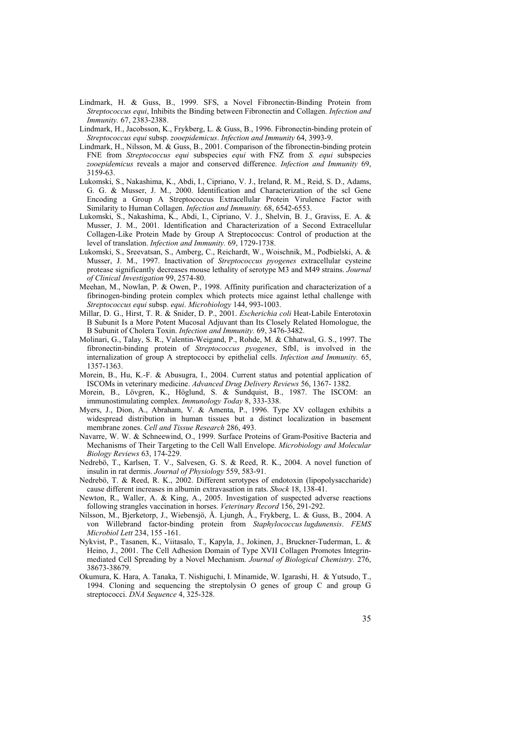Lindmark, H. & Guss, B., 1999. SFS, a Novel Fibronectin-Binding Protein from *Streptococcus equi*, Inhibits the Binding between Fibronectin and Collagen. *Infection and Immunity.* 67, 2383-2388.

Lindmark, H., Jacobsson, K., Frykberg, L. & Guss, B., 1996. Fibronectin-binding protein of *Streptococcus equi* subsp. *zooepidemicus*. *Infection and Immunity* 64, 3993-9.

Lindmark, H., Nilsson, M. & Guss, B., 2001. Comparison of the fibronectin-binding protein FNE from *Streptococcus equi* subspecies *equi* with FNZ from *S. equi* subspecies *zooepidemicus* reveals a major and conserved difference. *Infection and Immunity* 69, 3159-63.

Lukomski, S., Nakashima, K., Abdi, I., Cipriano, V. J., Ireland, R. M., Reid, S. D., Adams, G. G. & Musser, J. M., 2000. Identification and Characterization of the scl Gene Encoding a Group A Streptococcus Extracellular Protein Virulence Factor with Similarity to Human Collagen. *Infection and Immunity.* 68, 6542-6553.

Lukomski, S., Nakashima, K., Abdi, I., Cipriano, V. J., Shelvin, B. J., Graviss, E. A. & Musser, J. M., 2001. Identification and Characterization of a Second Extracellular Collagen-Like Protein Made by Group A Streptococcus: Control of production at the level of translation. *Infection and Immunity.* 69, 1729-1738.

Lukomski, S., Sreevatsan, S., Amberg, C., Reichardt, W., Woischnik, M., Podbielski, A. & Musser, J. M., 1997. Inactivation of *Streptococcus pyogenes* extracellular cysteine protease significantly decreases mouse lethality of serotype M3 and M49 strains. *Journal of Clinical Investigation* 99, 2574-80.

Meehan, M., Nowlan, P. & Owen, P., 1998. Affinity purification and characterization of a fibrinogen-binding protein complex which protects mice against lethal challenge with *Streptococcus equi* subsp. *equi*. *Microbiology* 144, 993-1003.

Millar, D. G., Hirst, T. R. & Snider, D. P., 2001. *Escherichia coli* Heat-Labile Enterotoxin B Subunit Is a More Potent Mucosal Adjuvant than Its Closely Related Homologue, the B Subunit of Cholera Toxin. *Infection and Immunity.* 69, 3476-3482.

Molinari, G., Talay, S. R., Valentin-Weigand, P., Rohde, M. & Chhatwal, G. S., 1997. The fibronectin-binding protein of *Streptococcus pyogenes*, SfbI, is involved in the internalization of group A streptococci by epithelial cells. *Infection and Immunity.* 65, 1357-1363.

Morein, B., Hu, K.-F. & Abusugra, I., 2004. Current status and potential application of ISCOMs in veterinary medicine. *Advanced Drug Delivery Reviews* 56, 1367- 1382.

Morein, B., Lövgren, K., Höglund, S. & Sundquist, B., 1987. The ISCOM: an immunostimulating complex. *Immunology Today* 8, 333-338.

Myers, J., Dion, A., Abraham, V. & Amenta, P., 1996. Type XV collagen exhibits a widespread distribution in human tissues but a distinct localization in basement membrane zones. *Cell and Tissue Research* 286, 493.

Navarre, W. W. & Schneewind, O., 1999. Surface Proteins of Gram-Positive Bacteria and Mechanisms of Their Targeting to the Cell Wall Envelope. *Microbiology and Molecular Biology Reviews* 63, 174-229.

Nedrebö, T., Karlsen, T. V., Salvesen, G. S. & Reed, R. K., 2004. A novel function of insulin in rat dermis. *Journal of Physiology* 559, 583-91.

Nedrebö, T. & Reed, R. K., 2002. Different serotypes of endotoxin (lipopolysaccharide) cause different increases in albumin extravasation in rats. *Shock* 18, 138-41.

Newton, R., Waller, A. & King, A., 2005. Investigation of suspected adverse reactions following strangles vaccination in horses. *Veterinary Record* 156, 291-292.

Nilsson, M., Bjerketorp, J., Wiebensjö, Å. Ljungh, Å., Frykberg, L. & Guss, B., 2004. A von Willebrand factor-binding protein from *Staphylococcus lugdunensis*. *FEMS Microbiol Lett* 234, 155 -161.

Nykvist, P., Tasanen, K., Viitasalo, T., Kapyla, J., Jokinen, J., Bruckner-Tuderman, L. & Heino, J., 2001. The Cell Adhesion Domain of Type XVII Collagen Promotes Integrin-mediated Cell Spreading by a Novel Mechanism. *Journal of Biological Chemistry.* 276, 38673-38679.

Okumura, K. Hara, A. Tanaka, T. Nishiguchi, I. Minamide, W. Igarashi, H. & Yutsudo, T., 1994. Cloning and sequencing the streptolysin O genes of group C and group G streptococci. *DNA Sequence* 4, 325-328.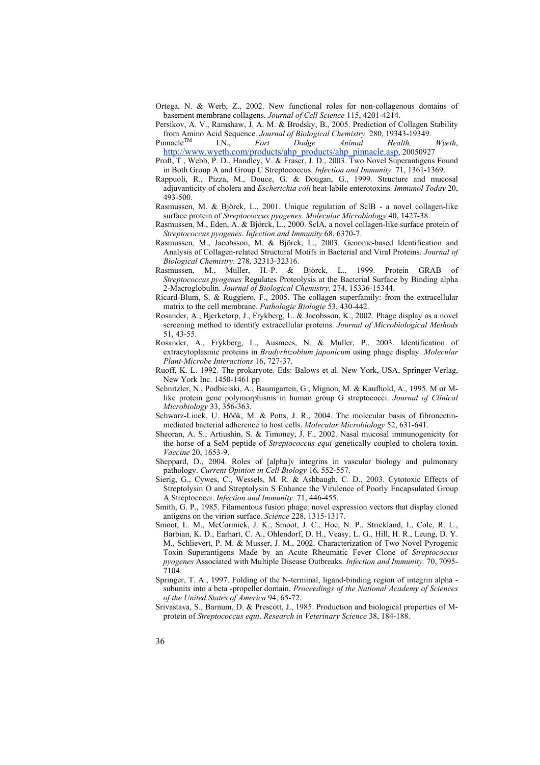Ortega, N. & Werb, Z., 2002. New functional roles for non-collagenous domains of basement membrane collagens. *Journal of Cell Science* 115, 4201-4214.

Persikov, A. V., Ramshaw, J. A. M. & Brodsky, B., 2005. Prediction of Collagen Stability from Amino Acid Sequence. *Journal of Biological Chemistry.* 280, 19343-19349.

Pinnacle™ I.N., *Fort Dodge Animal Health, Wyeth*, http://www.wyeth.com/products/ahp_products/ahp_pinnacle.asp, 20050927

Proft, T., Webb, P. D., Handley, V. & Fraser, J. D., 2003. Two Novel Superantigens Found in Both Group A and Group C Streptococcus. *Infection and Immunity.* 71, 1361-1369.

Rappuoli, R., Pizza, M., Douce, G. & Dougan, G., 1999. Structure and mucosal adjuvanticity of cholera and *Escherichia coli* heat-labile enterotoxins. *Immunol Today* 20, 493-500.

Rasmussen, M. & Björck, L., 2001. Unique regulation of SclB - a novel collagen-like surface protein of *Streptococcus pyogenes*. *Molecular Microbiology* 40, 1427-38.

Rasmussen, M., Eden, A. & Björck, L., 2000. SclA, a novel collagen-like surface protein of *Streptococcus pyogenes*. *Infection and Immunity* 68, 6370-7.

Rasmussen, M., Jacobsson, M. & Björck, L., 2003. Genome-based Identification and Analysis of Collagen-related Structural Motifs in Bacterial and Viral Proteins. *Journal of Biological Chemistry.* 278, 32313-32316.

Rasmussen, M., Muller, H.-P. & Björck, L., 1999. Protein GRAB of *Streptococcus pyogenes* Regulates Proteolysis at the Bacterial Surface by Binding alpha 2-Macroglobulin. *Journal of Biological Chemistry.* 274, 15336-15344.

Ricard-Blum, S. & Ruggiero, F., 2005. The collagen superfamily: from the extracellular matrix to the cell membrane. *Pathologie Biologie* 53, 430-442.

Rosander, A., Bjerketorp, J., Frykberg, L. & Jacobsson, K., 2002. Phage display as a novel screening method to identify extracellular proteins. *Journal of Microbiological Methods* 51, 43-55.

Rosander, A., Frykberg, L., Ausmees, N. & Muller, P., 2003. Identification of extracytoplasmic proteins in *Bradyrhizobium japonicum* using phage display. *Molecular Plant-Microbe Interactions* 16, 727-37.

Ruoff, K. L. 1992. The prokaryote. Eds: Balows et al. New York, USA, Springer-Verlag, New York Inc. 1450-1461 pp

Schnitzler, N., Podbielski, A., Baumgarten, G., Mignon, M. & Kaufhold, A., 1995. M or M-like protein gene polymorphisms in human group G streptococci. *Journal of Clinical Microbiology* 33, 356-363.

Schwarz-Linek, U. Höök, M. & Potts, J. R., 2004. The molecular basis of fibronectin-mediated bacterial adherence to host cells. *Molecular Microbiology* 52, 631-641.

Sheoran, A. S., Artiushin, S. & Timoney, J. F., 2002. Nasal mucosal immunogenicity for the horse of a SeM peptide of *Streptococcus equi* genetically coupled to cholera toxin. *Vaccine* 20, 1653-9.

Sheppard, D., 2004. Roles of [alpha]v integrins in vascular biology and pulmonary pathology. *Current Opinion in Cell Biology* 16, 552-557.

Sierig, G., Cywes, C., Wessels, M. R. & Ashbaugh, C. D., 2003. Cytotoxic Effects of Streptolysin O and Streptolysin S Enhance the Virulence of Poorly Encapsulated Group A Streptococci. *Infection and Immunity.* 71, 446-455.

Smith, G. P., 1985. Filamentous fusion phage: novel expression vectors that display cloned antigens on the virion surface. *Science* 228, 1315-1317.

Smoot, L. M., McCormick, J. K., Smoot, J. C., Hoe, N. P., Strickland, I., Cole, R. L., Barbian, K. D., Earhart, C. A., Ohlendorf, D. H., Veasy, L. G., Hill, H. R., Leung, D. Y. M., Schlievert, P. M. & Musser, J. M., 2002. Characterization of Two Novel Pyrogenic Toxin Superantigens Made by an Acute Rheumatic Fever Clone of *Streptococcus pyogenes* Associated with Multiple Disease Outbreaks. *Infection and Immunity.* 70, 7095-7104.

Springer, T. A., 1997. Folding of the N-terminal, ligand-binding region of integrin alpha -subunits into a beta -propeller domain. *Proceedings of the National Academy of Sciences of the United States of America* 94, 65-72.

Srivastava, S., Barnum, D. & Prescott, J., 1985. Production and biological properties of M-protein of *Streptococcus equi*. *Research in Veterinary Science* 38, 184-188.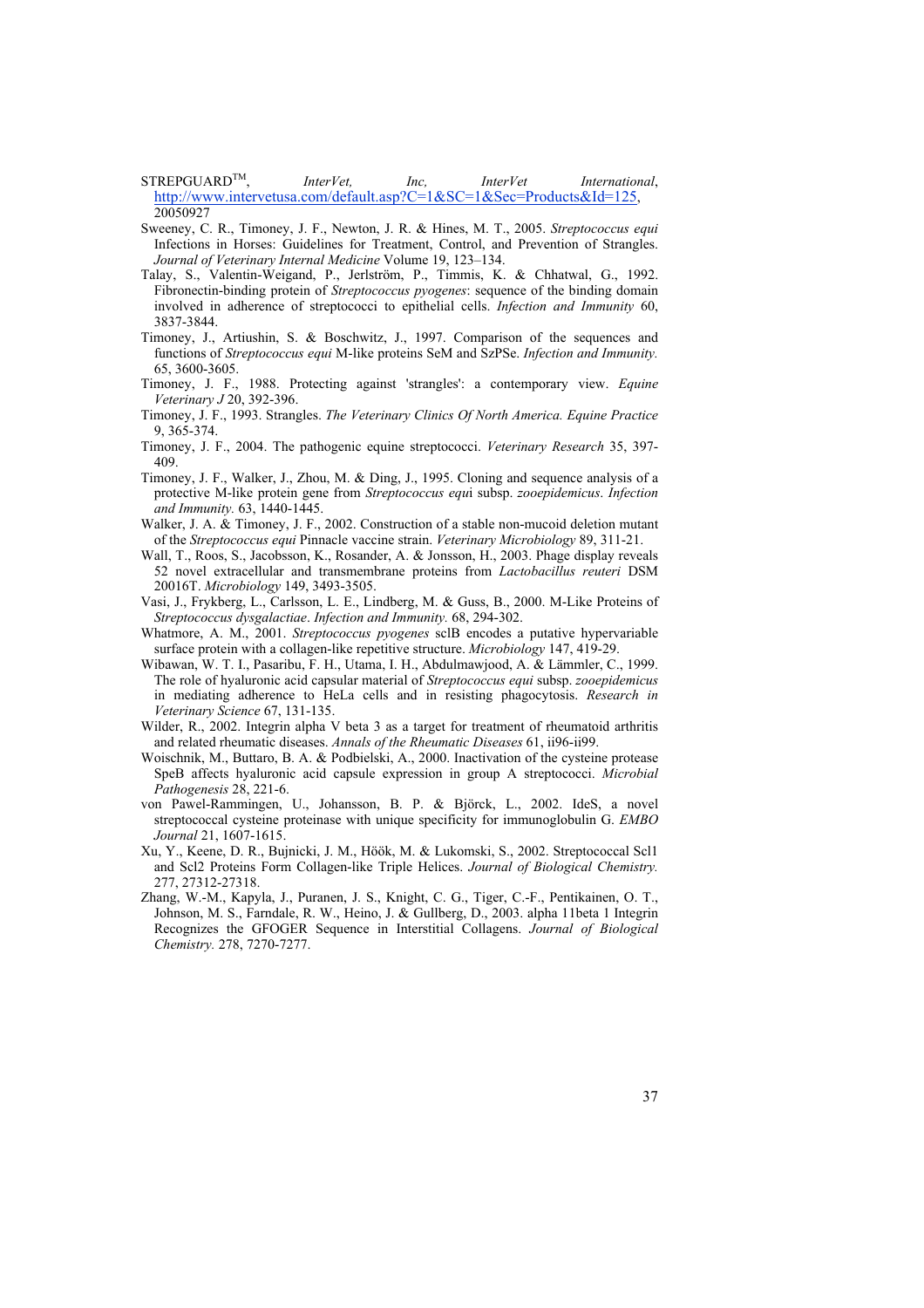STREPGUARD$^{TM}$, *InterVet, Inc, InterVet International*, http://www.intervetusa.com/default.asp?C=1&SC=1&Sec=Products&Id=125, 20050927

Sweeney, C. R., Timoney, J. F., Newton, J. R. & Hines, M. T., 2005. *Streptococcus equi* Infections in Horses: Guidelines for Treatment, Control, and Prevention of Strangles. *Journal of Veterinary Internal Medicine* Volume 19, 123–134.

Talay, S., Valentin-Weigand, P., Jerlström, P., Timmis, K. & Chhatwal, G., 1992. Fibronectin-binding protein of *Streptococcus pyogenes*: sequence of the binding domain involved in adherence of streptococci to epithelial cells. *Infection and Immunity* 60, 3837-3844.

Timoney, J., Artiushin, S. & Boschwitz, J., 1997. Comparison of the sequences and functions of *Streptococcus equi* M-like proteins SeM and SzPSe. *Infection and Immunity.* 65, 3600-3605.

Timoney, J. F., 1988. Protecting against 'strangles': a contemporary view. *Equine Veterinary J* 20, 392-396.

Timoney, J. F., 1993. Strangles. *The Veterinary Clinics Of North America. Equine Practice* 9, 365-374.

Timoney, J. F., 2004. The pathogenic equine streptococci. *Veterinary Research* 35, 397-409.

Timoney, J. F., Walker, J., Zhou, M. & Ding, J., 1995. Cloning and sequence analysis of a protective M-like protein gene from *Streptococcus equi* subsp. *zooepidemicus*. *Infection and Immunity.* 63, 1440-1445.

Walker, J. A. & Timoney, J. F., 2002. Construction of a stable non-mucoid deletion mutant of the *Streptococcus equi* Pinnacle vaccine strain. *Veterinary Microbiology* 89, 311-21.

Wall, T., Roos, S., Jacobsson, K., Rosander, A. & Jonsson, H., 2003. Phage display reveals 52 novel extracellular and transmembrane proteins from *Lactobacillus reuteri* DSM 20016T. *Microbiology* 149, 3493-3505.

Vasi, J., Frykberg, L., Carlsson, L. E., Lindberg, M. & Guss, B., 2000. M-Like Proteins of *Streptococcus dysgalactiae*. *Infection and Immunity.* 68, 294-302.

Whatmore, A. M., 2001. *Streptococcus pyogenes* sclB encodes a putative hypervariable surface protein with a collagen-like repetitive structure. *Microbiology* 147, 419-29.

Wibawan, W. T. I., Pasaribu, F. H., Utama, I. H., Abdulmawjood, A. & Lämmler, C., 1999. The role of hyaluronic acid capsular material of *Streptococcus equi* subsp. *zooepidemicus* in mediating adherence to HeLa cells and in resisting phagocytosis. *Research in Veterinary Science* 67, 131-135.

Wilder, R., 2002. Integrin alpha V beta 3 as a target for treatment of rheumatoid arthritis and related rheumatic diseases. *Annals of the Rheumatic Diseases* 61, ii96-ii99.

Woischnik, M., Buttaro, B. A. & Podbielski, A., 2000. Inactivation of the cysteine protease SpeB affects hyaluronic acid capsule expression in group A streptococci. *Microbial Pathogenesis* 28, 221-6.

von Pawel-Rammingen, U., Johansson, B. P. & Björck, L., 2002. IdeS, a novel streptococcal cysteine proteinase with unique specificity for immunoglobulin G. *EMBO Journal* 21, 1607-1615.

Xu, Y., Keene, D. R., Bujnicki, J. M., Höök, M. & Lukomski, S., 2002. Streptococcal Scl1 and Scl2 Proteins Form Collagen-like Triple Helices. *Journal of Biological Chemistry.* 277, 27312-27318.

Zhang, W.-M., Kapyla, J., Puranen, J. S., Knight, C. G., Tiger, C.-F., Pentikainen, O. T., Johnson, M. S., Farndale, R. W., Heino, J. & Gullberg, D., 2003. alpha 11beta 1 Integrin Recognizes the GFOGER Sequence in Interstitial Collagens. *Journal of Biological Chemistry.* 278, 7270-7277.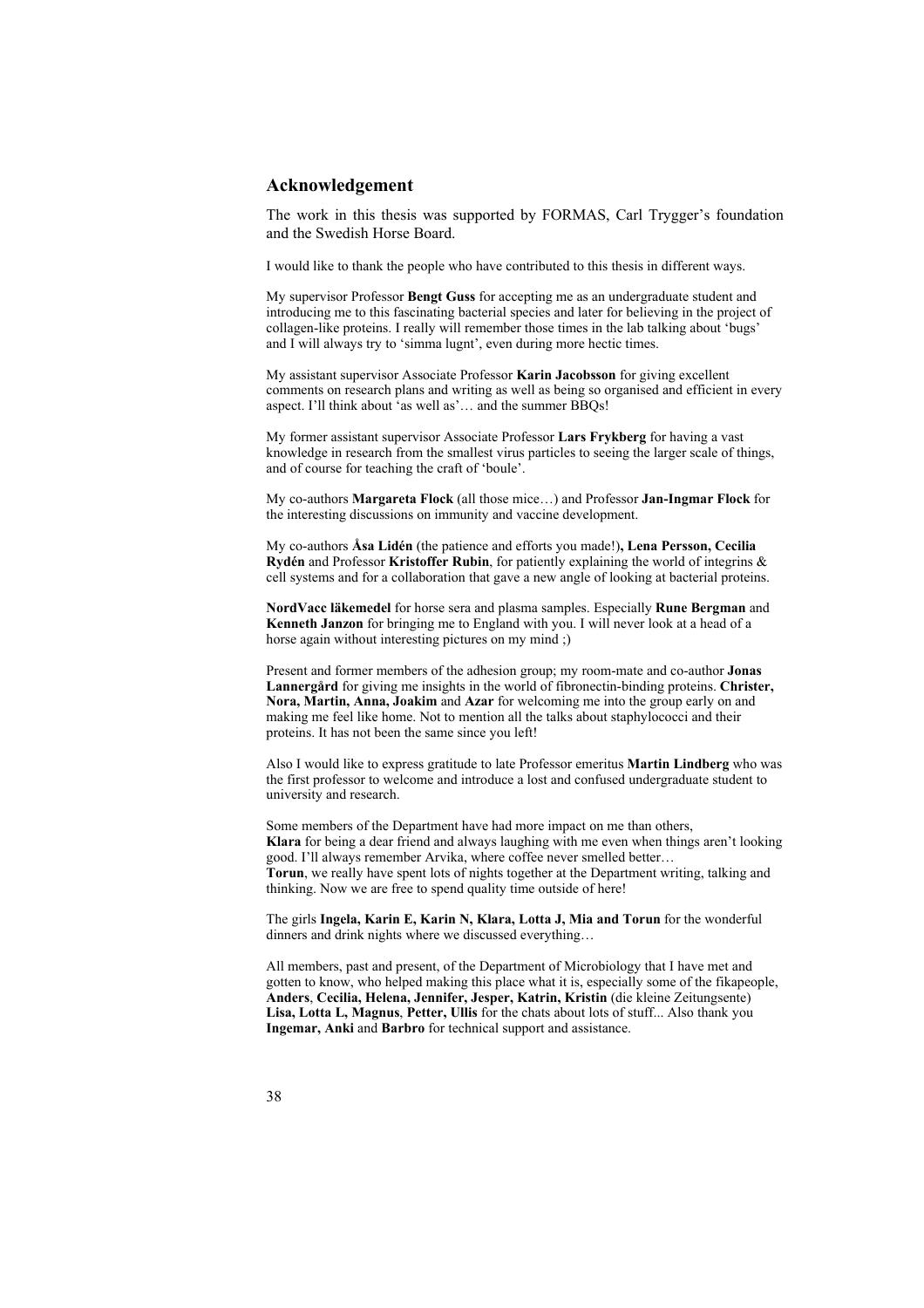## Acknowledgement

The work in this thesis was supported by FORMAS, Carl Trygger's foundation and the Swedish Horse Board.

I would like to thank the people who have contributed to this thesis in different ways.

My supervisor Professor **Bengt Guss** for accepting me as an undergraduate student and introducing me to this fascinating bacterial species and later for believing in the project of collagen-like proteins. I really will remember those times in the lab talking about 'bugs' and I will always try to 'simma lugnt', even during more hectic times.

My assistant supervisor Associate Professor **Karin Jacobsson** for giving excellent comments on research plans and writing as well as being so organised and efficient in every aspect. I'll think about 'as well as'… and the summer BBQs!

My former assistant supervisor Associate Professor **Lars Frykberg** for having a vast knowledge in research from the smallest virus particles to seeing the larger scale of things, and of course for teaching the craft of 'boule'.

My co-authors **Margareta Flock** (all those mice…) and Professor **Jan-Ingmar Flock** for the interesting discussions on immunity and vaccine development.

My co-authors **Åsa Lidén** (the patience and efforts you made!)**, Lena Persson, Cecilia Rydén** and Professor **Kristoffer Rubin**, for patiently explaining the world of integrins & cell systems and for a collaboration that gave a new angle of looking at bacterial proteins.

**NordVacc läkemedel** for horse sera and plasma samples. Especially **Rune Bergman** and **Kenneth Janzon** for bringing me to England with you. I will never look at a head of a horse again without interesting pictures on my mind ;)

Present and former members of the adhesion group; my room-mate and co-author **Jonas Lannergård** for giving me insights in the world of fibronectin-binding proteins. **Christer, Nora, Martin, Anna, Joakim** and **Azar** for welcoming me into the group early on and making me feel like home. Not to mention all the talks about staphylococci and their proteins. It has not been the same since you left!

Also I would like to express gratitude to late Professor emeritus **Martin Lindberg** who was the first professor to welcome and introduce a lost and confused undergraduate student to university and research.

Some members of the Department have had more impact on me than others,
**Klara** for being a dear friend and always laughing with me even when things aren't looking good. I'll always remember Arvika, where coffee never smelled better…
**Torun**, we really have spent lots of nights together at the Department writing, talking and thinking. Now we are free to spend quality time outside of here!

The girls **Ingela, Karin E, Karin N, Klara, Lotta J, Mia and Torun** for the wonderful dinners and drink nights where we discussed everything…

All members, past and present, of the Department of Microbiology that I have met and gotten to know, who helped making this place what it is, especially some of the fikapeople, **Anders**, **Cecilia, Helena, Jennifer, Jesper, Katrin, Kristin** (die kleine Zeitungsente) **Lisa, Lotta L, Magnus**, **Petter, Ullis** for the chats about lots of stuff... Also thank you **Ingemar, Anki** and **Barbro** for technical support and assistance.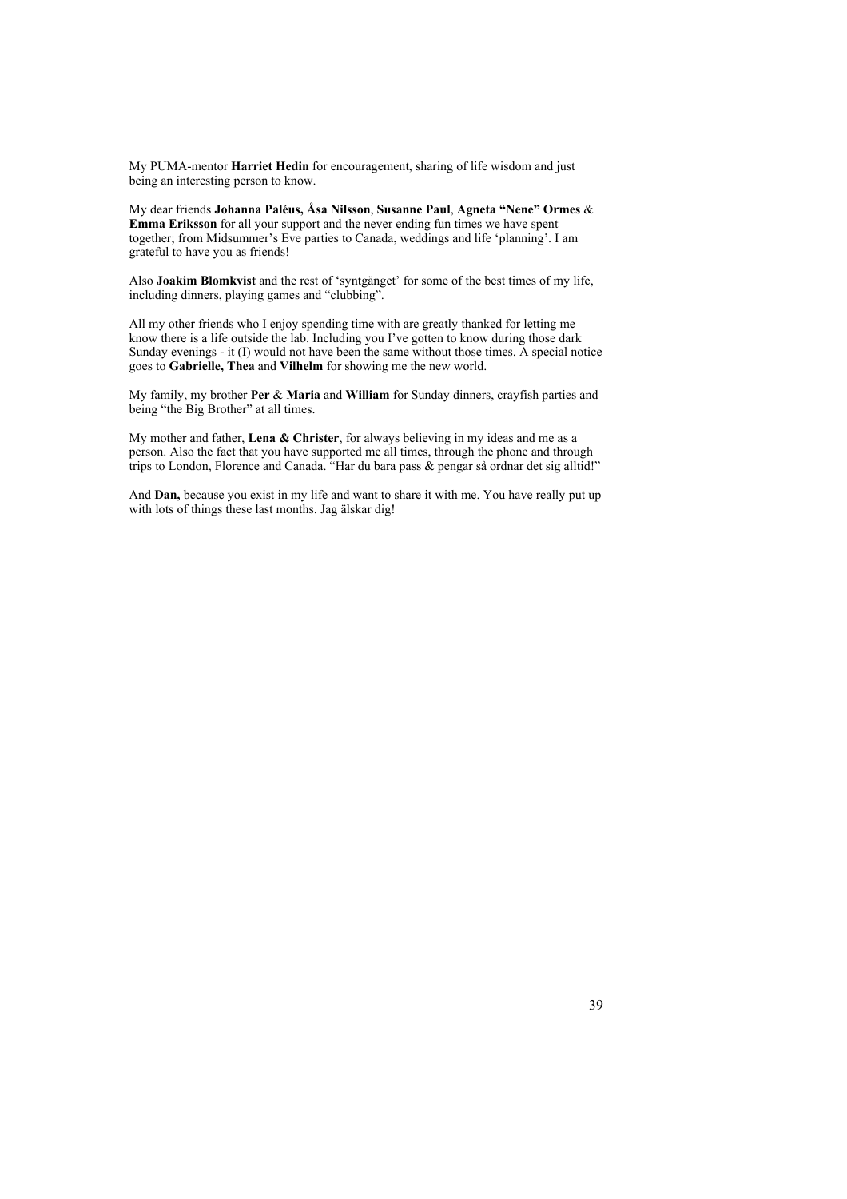My PUMA-mentor **Harriet Hedin** for encouragement, sharing of life wisdom and just being an interesting person to know.

My dear friends **Johanna Paléus, Åsa Nilsson**, **Susanne Paul**, **Agneta "Nene" Ormes** & **Emma Eriksson** for all your support and the never ending fun times we have spent together; from Midsummer's Eve parties to Canada, weddings and life 'planning'. I am grateful to have you as friends!

Also **Joakim Blomkvist** and the rest of 'syntgänget' for some of the best times of my life, including dinners, playing games and "clubbing".

All my other friends who I enjoy spending time with are greatly thanked for letting me know there is a life outside the lab. Including you I've gotten to know during those dark Sunday evenings - it (I) would not have been the same without those times. A special notice goes to **Gabrielle, Thea** and **Vilhelm** for showing me the new world.

My family, my brother **Per** & **Maria** and **William** for Sunday dinners, crayfish parties and being "the Big Brother" at all times.

My mother and father, **Lena & Christer**, for always believing in my ideas and me as a person. Also the fact that you have supported me all times, through the phone and through trips to London, Florence and Canada. "Har du bara pass & pengar så ordnar det sig alltid!"

And **Dan,** because you exist in my life and want to share it with me. You have really put up with lots of things these last months. Jag älskar dig!